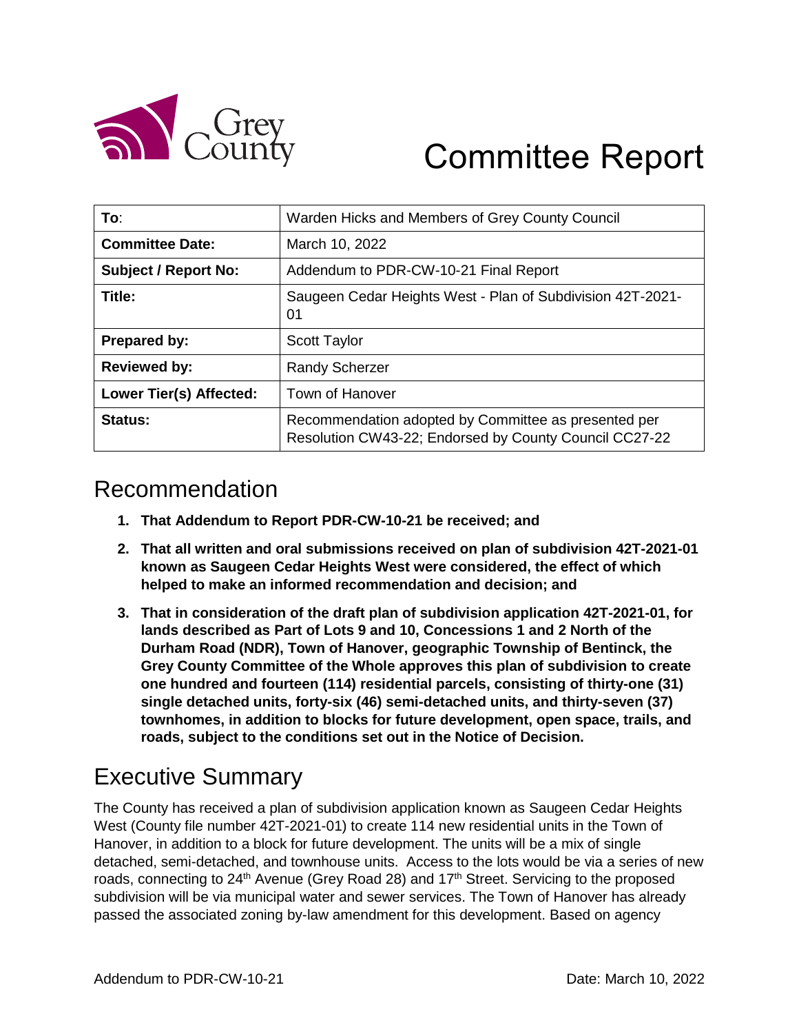# Committee Report

| To: | Warden Hicks and Members of Grey County Council |
|---|---|
| **Committee Date:** | March 10, 2022 |
| **Subject / Report No:** | Addendum to PDR-CW-10-21 Final Report |
| **Title:** | Saugeen Cedar Heights West - Plan of Subdivision 42T-2021-01 |
| **Prepared by:** | Scott Taylor |
| **Reviewed by:** | Randy Scherzer |
| **Lower Tier(s) Affected:** | Town of Hanover |
| **Status:** | Recommendation adopted by Committee as presented per Resolution CW43-22; Endorsed by County Council CC27-22 |

## Recommendation

1. **That Addendum to Report PDR-CW-10-21 be received; and**
2. **That all written and oral submissions received on plan of subdivision 42T-2021-01 known as Saugeen Cedar Heights West were considered, the effect of which helped to make an informed recommendation and decision; and**
3. **That in consideration of the draft plan of subdivision application 42T-2021-01, for lands described as Part of Lots 9 and 10, Concessions 1 and 2 North of the Durham Road (NDR), Town of Hanover, geographic Township of Bentinck, the Grey County Committee of the Whole approves this plan of subdivision to create one hundred and fourteen (114) residential parcels, consisting of thirty-one (31) single detached units, forty-six (46) semi-detached units, and thirty-seven (37) townhomes, in addition to blocks for future development, open space, trails, and roads, subject to the conditions set out in the Notice of Decision.**

## Executive Summary

The County has received a plan of subdivision application known as Saugeen Cedar Heights West (County file number 42T-2021-01) to create 114 new residential units in the Town of Hanover, in addition to a block for future development. The units will be a mix of single detached, semi-detached, and townhouse units. Access to the lots would be via a series of new roads, connecting to 24th Avenue (Grey Road 28) and 17th Street. Servicing to the proposed subdivision will be via municipal water and sewer services. The Town of Hanover has already passed the associated zoning by-law amendment for this development. Based on agency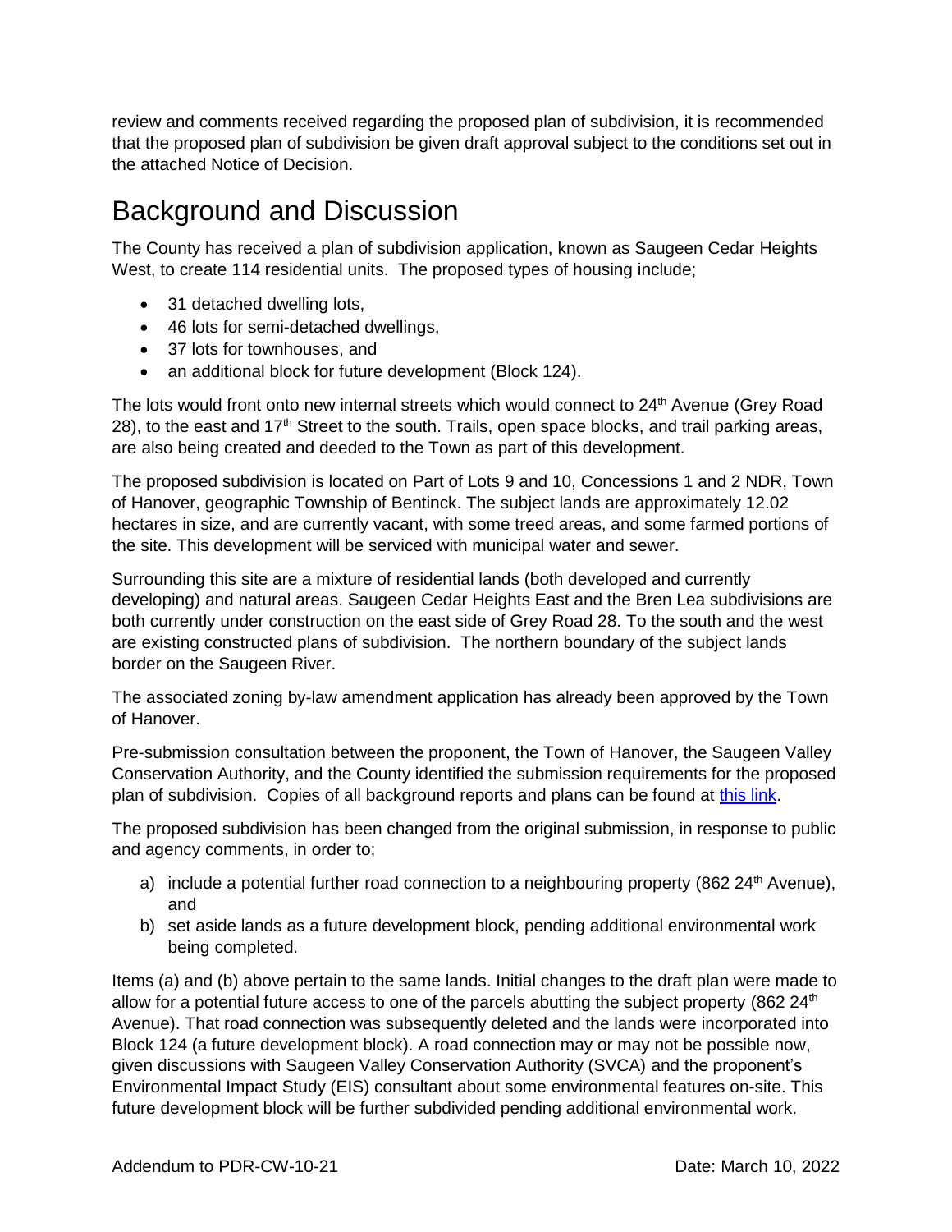review and comments received regarding the proposed plan of subdivision, it is recommended that the proposed plan of subdivision be given draft approval subject to the conditions set out in the attached Notice of Decision.

# Background and Discussion

The County has received a plan of subdivision application, known as Saugeen Cedar Heights West, to create 114 residential units. The proposed types of housing include;

- 31 detached dwelling lots,
- 46 lots for semi-detached dwellings,
- 37 lots for townhouses, and
- an additional block for future development (Block 124).

The lots would front onto new internal streets which would connect to 24th Avenue (Grey Road 28), to the east and 17th Street to the south. Trails, open space blocks, and trail parking areas, are also being created and deeded to the Town as part of this development.

The proposed subdivision is located on Part of Lots 9 and 10, Concessions 1 and 2 NDR, Town of Hanover, geographic Township of Bentinck. The subject lands are approximately 12.02 hectares in size, and are currently vacant, with some treed areas, and some farmed portions of the site. This development will be serviced with municipal water and sewer.

Surrounding this site are a mixture of residential lands (both developed and currently developing) and natural areas. Saugeen Cedar Heights East and the Bren Lea subdivisions are both currently under construction on the east side of Grey Road 28. To the south and the west are existing constructed plans of subdivision. The northern boundary of the subject lands border on the Saugeen River.

The associated zoning by-law amendment application has already been approved by the Town of Hanover.

Pre-submission consultation between the proponent, the Town of Hanover, the Saugeen Valley Conservation Authority, and the County identified the submission requirements for the proposed plan of subdivision. Copies of all background reports and plans can be found at this link.

The proposed subdivision has been changed from the original submission, in response to public and agency comments, in order to;

a) include a potential further road connection to a neighbouring property (862 24th Avenue), and
b) set aside lands as a future development block, pending additional environmental work being completed.

Items (a) and (b) above pertain to the same lands. Initial changes to the draft plan were made to allow for a potential future access to one of the parcels abutting the subject property (862 24th Avenue). That road connection was subsequently deleted and the lands were incorporated into Block 124 (a future development block). A road connection may or may not be possible now, given discussions with Saugeen Valley Conservation Authority (SVCA) and the proponent's Environmental Impact Study (EIS) consultant about some environmental features on-site. This future development block will be further subdivided pending additional environmental work.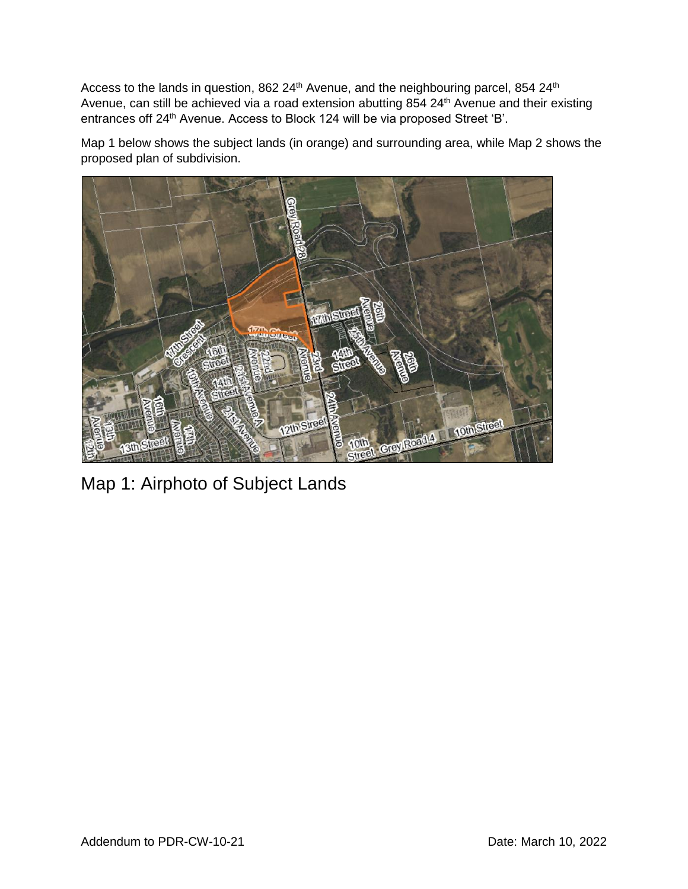Access to the lands in question, 862 24th Avenue, and the neighbouring parcel, 854 24th Avenue, can still be achieved via a road extension abutting 854 24th Avenue and their existing entrances off 24th Avenue. Access to Block 124 will be via proposed Street 'B'.

Map 1 below shows the subject lands (in orange) and surrounding area, while Map 2 shows the proposed plan of subdivision.

Map 1: Airphoto of Subject Lands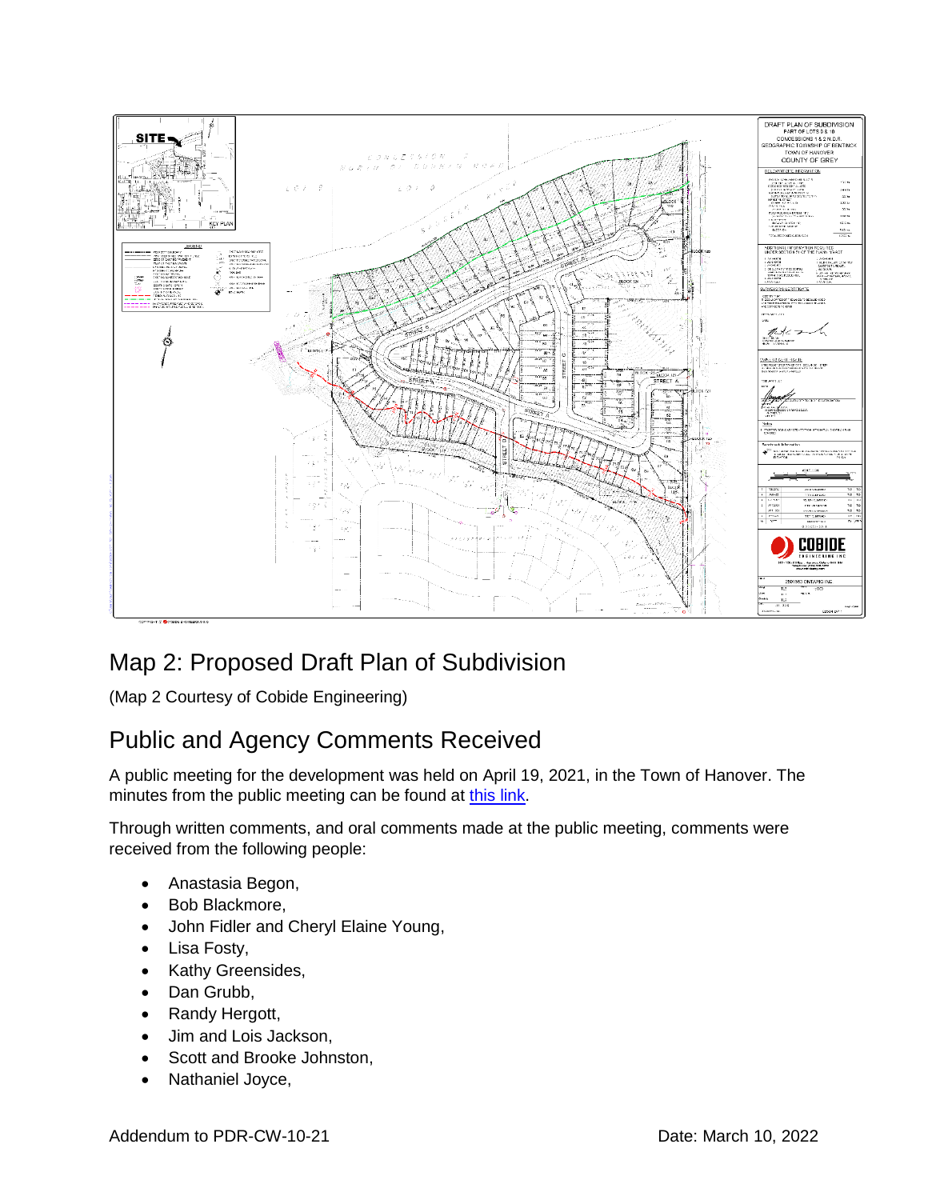## Map 2: Proposed Draft Plan of Subdivision

(Map 2 Courtesy of Cobide Engineering)

## Public and Agency Comments Received

A public meeting for the development was held on April 19, 2021, in the Town of Hanover. The minutes from the public meeting can be found at [this link].

Through written comments, and oral comments made at the public meeting, comments were received from the following people:

- Anastasia Begon,
- Bob Blackmore,
- John Fidler and Cheryl Elaine Young,
- Lisa Fosty,
- Kathy Greensides,
- Dan Grubb,
- Randy Hergott,
- Jim and Lois Jackson,
- Scott and Brooke Johnston,
- Nathaniel Joyce,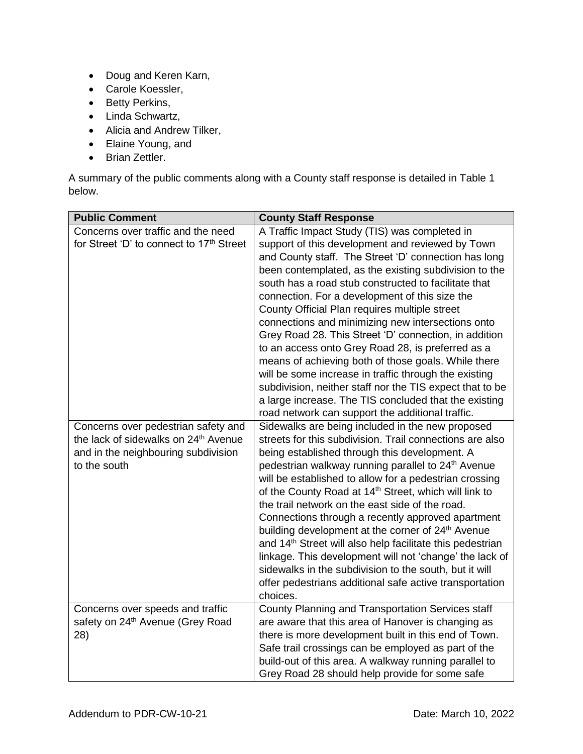- Doug and Keren Karn,
- Carole Koessler,
- Betty Perkins,
- Linda Schwartz,
- Alicia and Andrew Tilker,
- Elaine Young, and
- Brian Zettler.

A summary of the public comments along with a County staff response is detailed in Table 1 below.

| Public Comment | County Staff Response |
|---|---|
| Concerns over traffic and the need for Street 'D' to connect to 17th Street | A Traffic Impact Study (TIS) was completed in support of this development and reviewed by Town and County staff. The Street 'D' connection has long been contemplated, as the existing subdivision to the south has a road stub constructed to facilitate that connection. For a development of this size the County Official Plan requires multiple street connections and minimizing new intersections onto Grey Road 28. This Street 'D' connection, in addition to an access onto Grey Road 28, is preferred as a means of achieving both of those goals. While there will be some increase in traffic through the existing subdivision, neither staff nor the TIS expect that to be a large increase. The TIS concluded that the existing road network can support the additional traffic. |
| Concerns over pedestrian safety and the lack of sidewalks on 24th Avenue and in the neighbouring subdivision to the south | Sidewalks are being included in the new proposed streets for this subdivision. Trail connections are also being established through this development. A pedestrian walkway running parallel to 24th Avenue will be established to allow for a pedestrian crossing of the County Road at 14th Street, which will link to the trail network on the east side of the road. Connections through a recently approved apartment building development at the corner of 24th Avenue and 14th Street will also help facilitate this pedestrian linkage. This development will not 'change' the lack of sidewalks in the subdivision to the south, but it will offer pedestrians additional safe active transportation choices. |
| Concerns over speeds and traffic safety on 24th Avenue (Grey Road 28) | County Planning and Transportation Services staff are aware that this area of Hanover is changing as there is more development built in this end of Town. Safe trail crossings can be employed as part of the build-out of this area. A walkway running parallel to Grey Road 28 should help provide for some safe |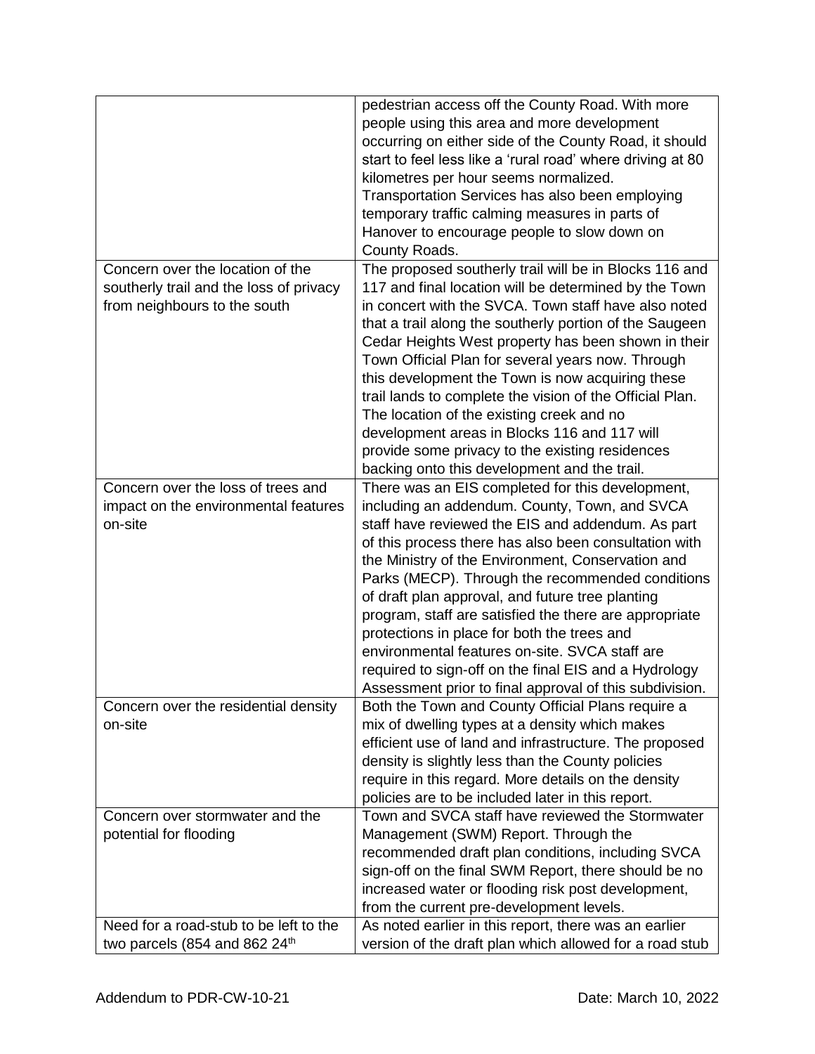| | |
|---|---|
| | pedestrian access off the County Road. With more people using this area and more development occurring on either side of the County Road, it should start to feel less like a 'rural road' where driving at 80 kilometres per hour seems normalized. Transportation Services has also been employing temporary traffic calming measures in parts of Hanover to encourage people to slow down on County Roads. |
| Concern over the location of the southerly trail and the loss of privacy from neighbours to the south | The proposed southerly trail will be in Blocks 116 and 117 and final location will be determined by the Town in concert with the SVCA. Town staff have also noted that a trail along the southerly portion of the Saugeen Cedar Heights West property has been shown in their Town Official Plan for several years now. Through this development the Town is now acquiring these trail lands to complete the vision of the Official Plan. The location of the existing creek and no development areas in Blocks 116 and 117 will provide some privacy to the existing residences backing onto this development and the trail. |
| Concern over the loss of trees and impact on the environmental features on-site | There was an EIS completed for this development, including an addendum. County, Town, and SVCA staff have reviewed the EIS and addendum. As part of this process there has also been consultation with the Ministry of the Environment, Conservation and Parks (MECP). Through the recommended conditions of draft plan approval, and future tree planting program, staff are satisfied the there are appropriate protections in place for both the trees and environmental features on-site. SVCA staff are required to sign-off on the final EIS and a Hydrology Assessment prior to final approval of this subdivision. |
| Concern over the residential density on-site | Both the Town and County Official Plans require a mix of dwelling types at a density which makes efficient use of land and infrastructure. The proposed density is slightly less than the County policies require in this regard. More details on the density policies are to be included later in this report. |
| Concern over stormwater and the potential for flooding | Town and SVCA staff have reviewed the Stormwater Management (SWM) Report. Through the recommended draft plan conditions, including SVCA sign-off on the final SWM Report, there should be no increased water or flooding risk post development, from the current pre-development levels. |
| Need for a road-stub to be left to the two parcels (854 and 862 24th | As noted earlier in this report, there was an earlier version of the draft plan which allowed for a road stub |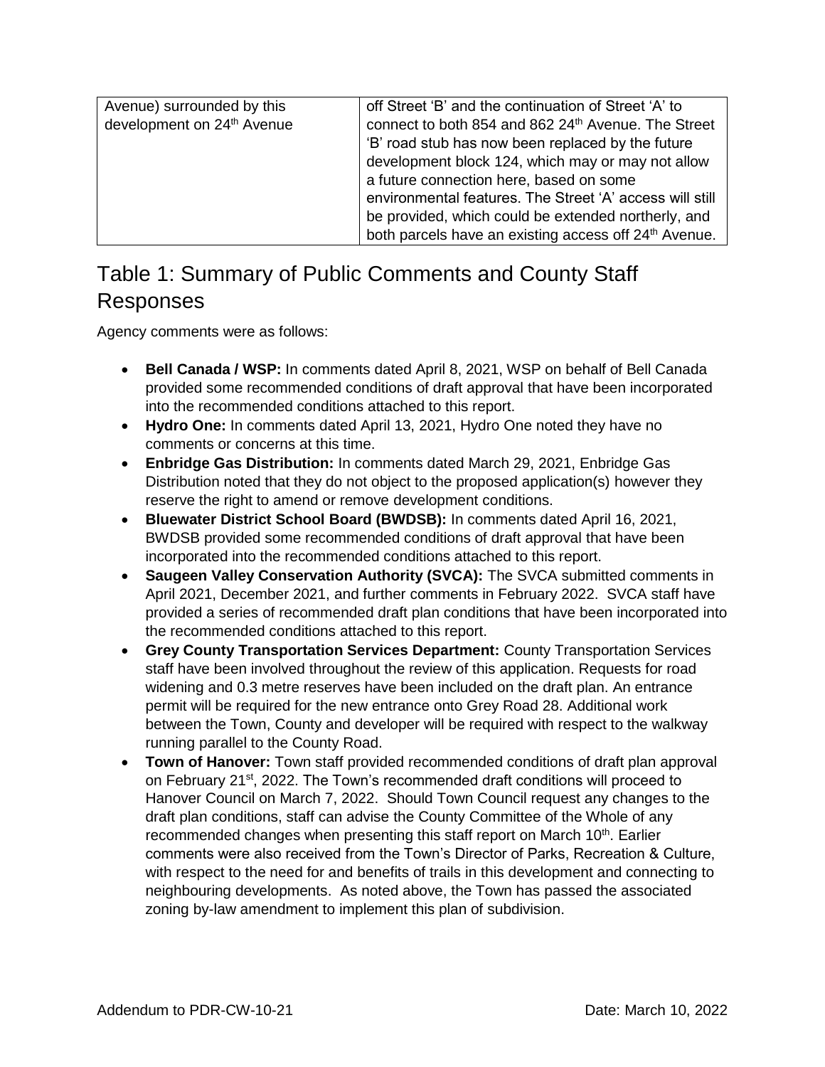| | |
|---|---|
| Avenue) surrounded by this development on 24th Avenue | off Street 'B' and the continuation of Street 'A' to connect to both 854 and 862 24th Avenue. The Street 'B' road stub has now been replaced by the future development block 124, which may or may not allow a future connection here, based on some environmental features. The Street 'A' access will still be provided, which could be extended northerly, and both parcels have an existing access off 24th Avenue. |

## Table 1: Summary of Public Comments and County Staff Responses

Agency comments were as follows:

- **Bell Canada / WSP:** In comments dated April 8, 2021, WSP on behalf of Bell Canada provided some recommended conditions of draft approval that have been incorporated into the recommended conditions attached to this report.
- **Hydro One:** In comments dated April 13, 2021, Hydro One noted they have no comments or concerns at this time.
- **Enbridge Gas Distribution:** In comments dated March 29, 2021, Enbridge Gas Distribution noted that they do not object to the proposed application(s) however they reserve the right to amend or remove development conditions.
- **Bluewater District School Board (BWDSB):** In comments dated April 16, 2021, BWDSB provided some recommended conditions of draft approval that have been incorporated into the recommended conditions attached to this report.
- **Saugeen Valley Conservation Authority (SVCA):** The SVCA submitted comments in April 2021, December 2021, and further comments in February 2022. SVCA staff have provided a series of recommended draft plan conditions that have been incorporated into the recommended conditions attached to this report.
- **Grey County Transportation Services Department:** County Transportation Services staff have been involved throughout the review of this application. Requests for road widening and 0.3 metre reserves have been included on the draft plan. An entrance permit will be required for the new entrance onto Grey Road 28. Additional work between the Town, County and developer will be required with respect to the walkway running parallel to the County Road.
- **Town of Hanover:** Town staff provided recommended conditions of draft plan approval on February 21st, 2022. The Town's recommended draft conditions will proceed to Hanover Council on March 7, 2022. Should Town Council request any changes to the draft plan conditions, staff can advise the County Committee of the Whole of any recommended changes when presenting this staff report on March 10th. Earlier comments were also received from the Town's Director of Parks, Recreation & Culture, with respect to the need for and benefits of trails in this development and connecting to neighbouring developments. As noted above, the Town has passed the associated zoning by-law amendment to implement this plan of subdivision.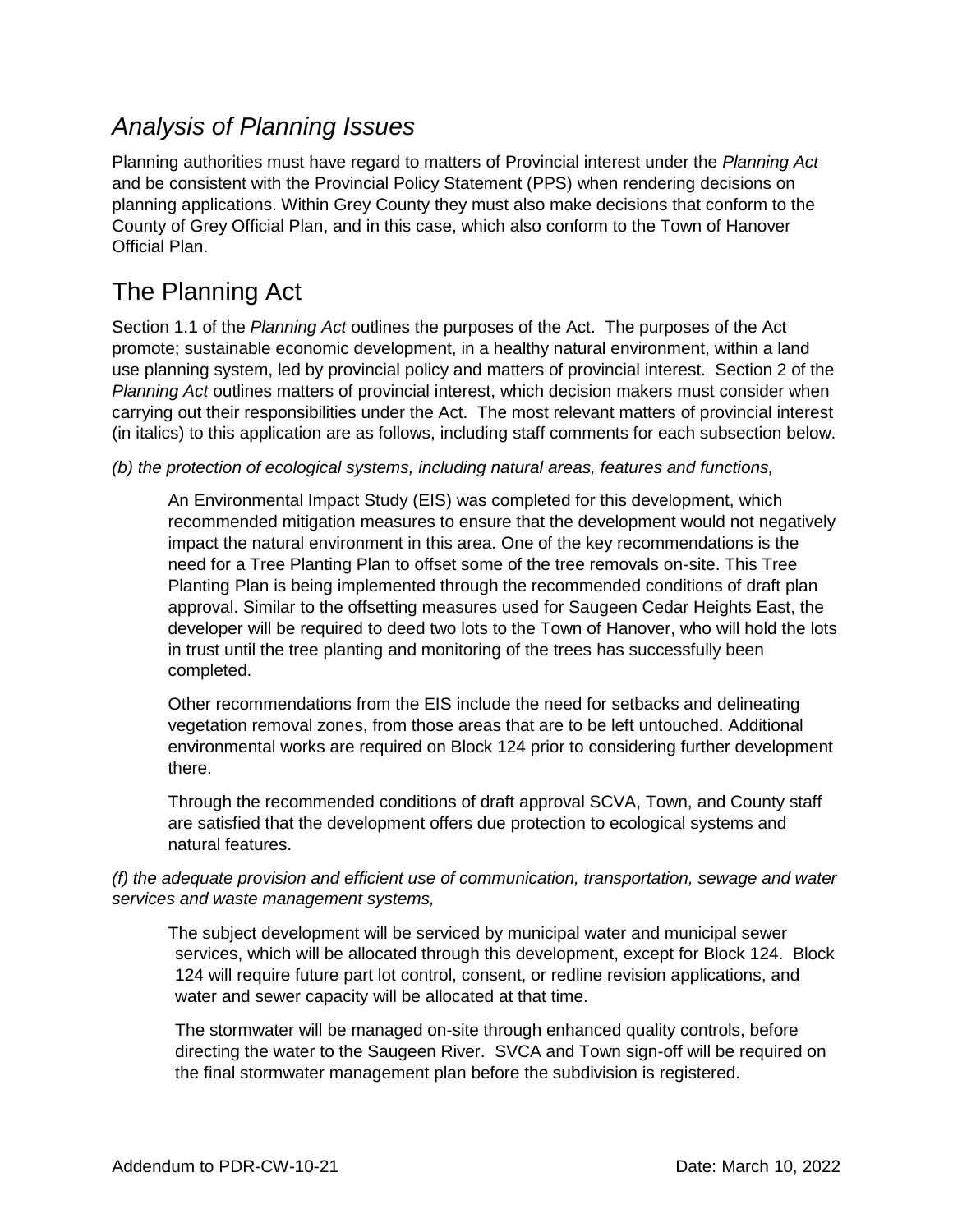## *Analysis of Planning Issues*

Planning authorities must have regard to matters of Provincial interest under the *Planning Act* and be consistent with the Provincial Policy Statement (PPS) when rendering decisions on planning applications. Within Grey County they must also make decisions that conform to the County of Grey Official Plan, and in this case, which also conform to the Town of Hanover Official Plan.

## The Planning Act

Section 1.1 of the *Planning Act* outlines the purposes of the Act. The purposes of the Act promote; sustainable economic development, in a healthy natural environment, within a land use planning system, led by provincial policy and matters of provincial interest. Section 2 of the *Planning Act* outlines matters of provincial interest, which decision makers must consider when carrying out their responsibilities under the Act. The most relevant matters of provincial interest (in italics) to this application are as follows, including staff comments for each subsection below.

*(b) the protection of ecological systems, including natural areas, features and functions,*

> An Environmental Impact Study (EIS) was completed for this development, which recommended mitigation measures to ensure that the development would not negatively impact the natural environment in this area. One of the key recommendations is the need for a Tree Planting Plan to offset some of the tree removals on-site. This Tree Planting Plan is being implemented through the recommended conditions of draft plan approval. Similar to the offsetting measures used for Saugeen Cedar Heights East, the developer will be required to deed two lots to the Town of Hanover, who will hold the lots in trust until the tree planting and monitoring of the trees has successfully been completed.
>
> Other recommendations from the EIS include the need for setbacks and delineating vegetation removal zones, from those areas that are to be left untouched. Additional environmental works are required on Block 124 prior to considering further development there.
>
> Through the recommended conditions of draft approval SCVA, Town, and County staff are satisfied that the development offers due protection to ecological systems and natural features.

*(f) the adequate provision and efficient use of communication, transportation, sewage and water services and waste management systems,*

> The subject development will be serviced by municipal water and municipal sewer services, which will be allocated through this development, except for Block 124. Block 124 will require future part lot control, consent, or redline revision applications, and water and sewer capacity will be allocated at that time.
>
> The stormwater will be managed on-site through enhanced quality controls, before directing the water to the Saugeen River. SVCA and Town sign-off will be required on the final stormwater management plan before the subdivision is registered.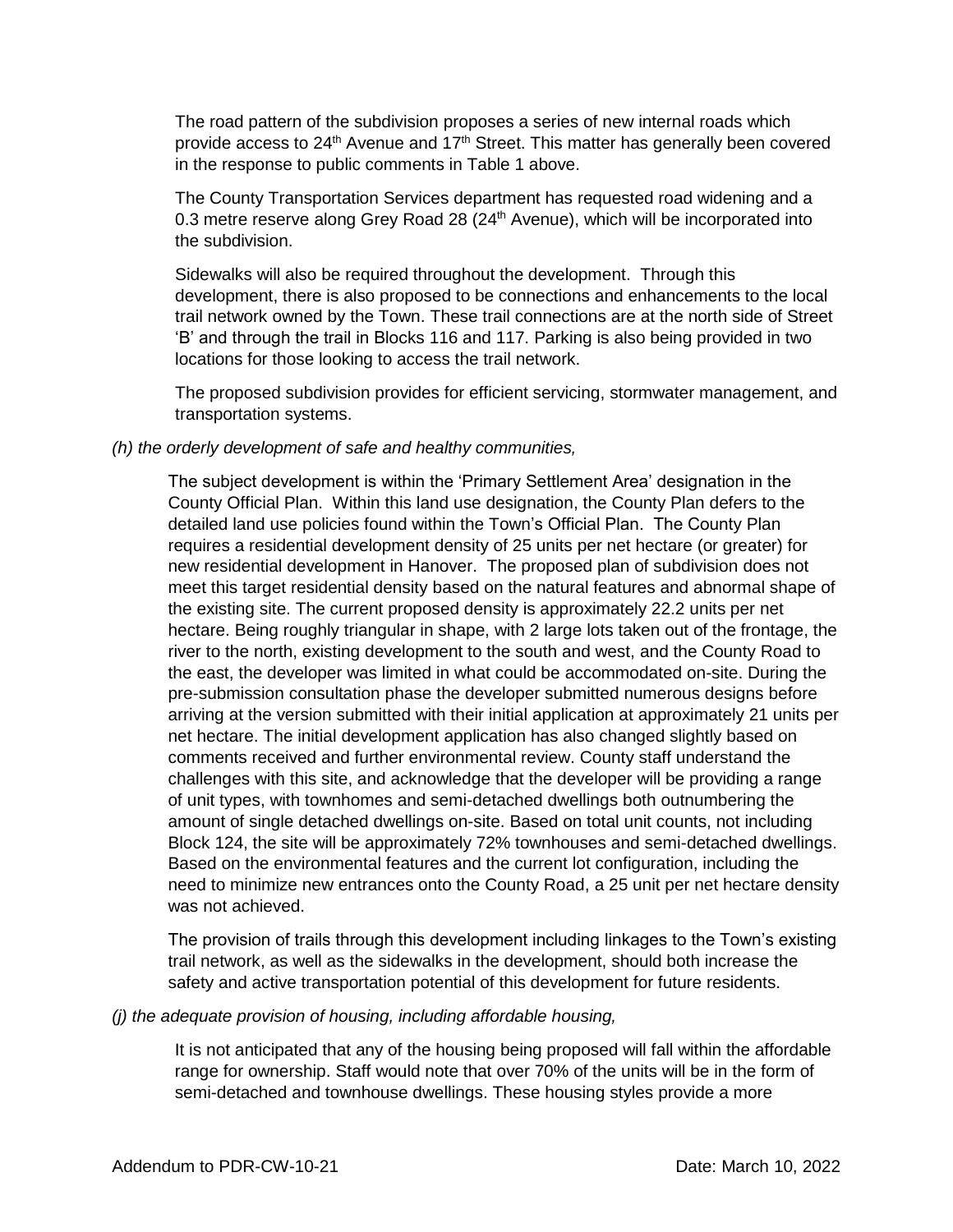The road pattern of the subdivision proposes a series of new internal roads which provide access to 24th Avenue and 17th Street. This matter has generally been covered in the response to public comments in Table 1 above.

The County Transportation Services department has requested road widening and a 0.3 metre reserve along Grey Road 28 (24th Avenue), which will be incorporated into the subdivision.

Sidewalks will also be required throughout the development. Through this development, there is also proposed to be connections and enhancements to the local trail network owned by the Town. These trail connections are at the north side of Street 'B' and through the trail in Blocks 116 and 117. Parking is also being provided in two locations for those looking to access the trail network.

The proposed subdivision provides for efficient servicing, stormwater management, and transportation systems.

*(h) the orderly development of safe and healthy communities,*

The subject development is within the 'Primary Settlement Area' designation in the County Official Plan. Within this land use designation, the County Plan defers to the detailed land use policies found within the Town's Official Plan. The County Plan requires a residential development density of 25 units per net hectare (or greater) for new residential development in Hanover. The proposed plan of subdivision does not meet this target residential density based on the natural features and abnormal shape of the existing site. The current proposed density is approximately 22.2 units per net hectare. Being roughly triangular in shape, with 2 large lots taken out of the frontage, the river to the north, existing development to the south and west, and the County Road to the east, the developer was limited in what could be accommodated on-site. During the pre-submission consultation phase the developer submitted numerous designs before arriving at the version submitted with their initial application at approximately 21 units per net hectare. The initial development application has also changed slightly based on comments received and further environmental review. County staff understand the challenges with this site, and acknowledge that the developer will be providing a range of unit types, with townhomes and semi-detached dwellings both outnumbering the amount of single detached dwellings on-site. Based on total unit counts, not including Block 124, the site will be approximately 72% townhouses and semi-detached dwellings. Based on the environmental features and the current lot configuration, including the need to minimize new entrances onto the County Road, a 25 unit per net hectare density was not achieved.

The provision of trails through this development including linkages to the Town's existing trail network, as well as the sidewalks in the development, should both increase the safety and active transportation potential of this development for future residents.

*(j) the adequate provision of housing, including affordable housing,*

It is not anticipated that any of the housing being proposed will fall within the affordable range for ownership. Staff would note that over 70% of the units will be in the form of semi-detached and townhouse dwellings. These housing styles provide a more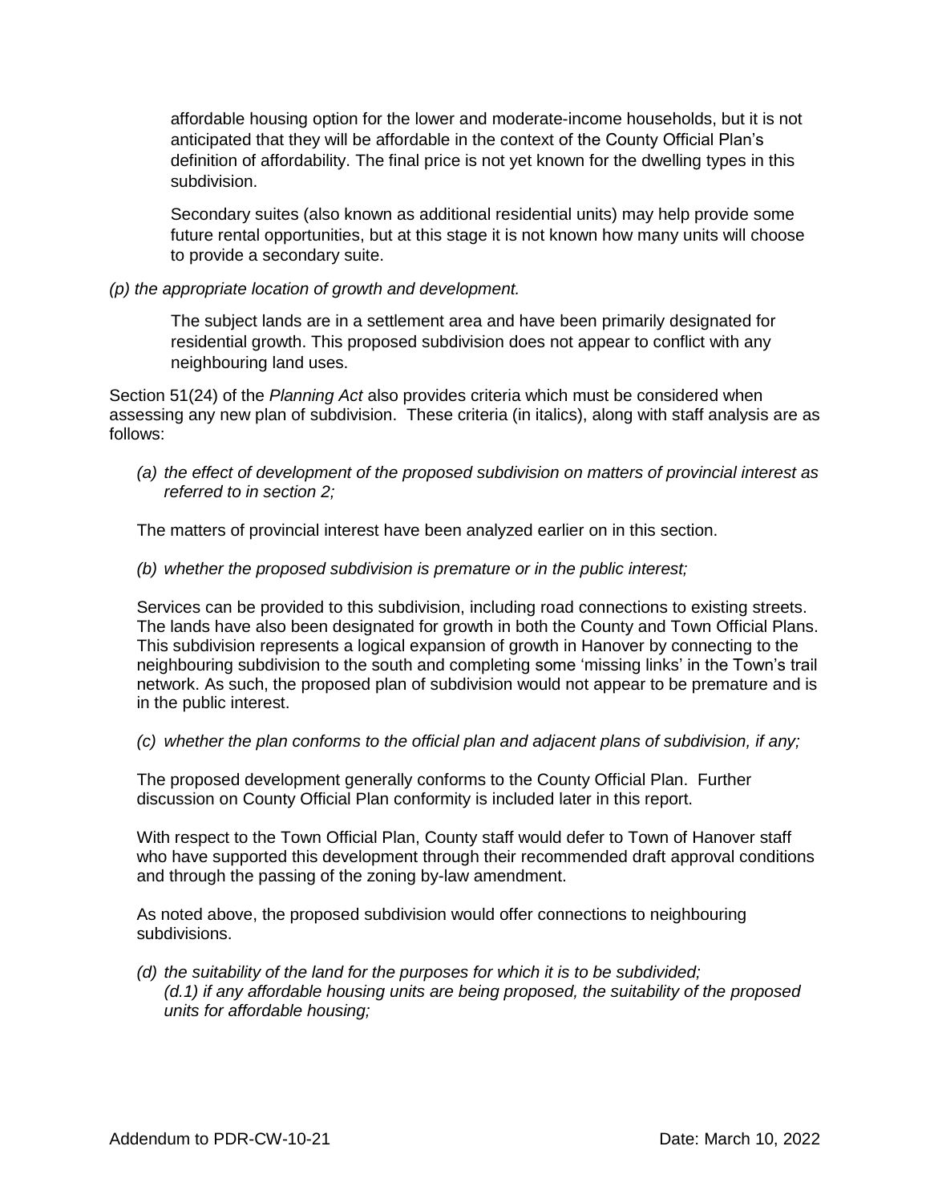affordable housing option for the lower and moderate-income households, but it is not anticipated that they will be affordable in the context of the County Official Plan's definition of affordability. The final price is not yet known for the dwelling types in this subdivision.

Secondary suites (also known as additional residential units) may help provide some future rental opportunities, but at this stage it is not known how many units will choose to provide a secondary suite.

*(p) the appropriate location of growth and development.*

The subject lands are in a settlement area and have been primarily designated for residential growth. This proposed subdivision does not appear to conflict with any neighbouring land uses.

Section 51(24) of the *Planning Act* also provides criteria which must be considered when assessing any new plan of subdivision. These criteria (in italics), along with staff analysis are as follows:

*(a) the effect of development of the proposed subdivision on matters of provincial interest as referred to in section 2;*

The matters of provincial interest have been analyzed earlier on in this section.

*(b) whether the proposed subdivision is premature or in the public interest;*

Services can be provided to this subdivision, including road connections to existing streets. The lands have also been designated for growth in both the County and Town Official Plans. This subdivision represents a logical expansion of growth in Hanover by connecting to the neighbouring subdivision to the south and completing some 'missing links' in the Town's trail network. As such, the proposed plan of subdivision would not appear to be premature and is in the public interest.

*(c) whether the plan conforms to the official plan and adjacent plans of subdivision, if any;*

The proposed development generally conforms to the County Official Plan. Further discussion on County Official Plan conformity is included later in this report.

With respect to the Town Official Plan, County staff would defer to Town of Hanover staff who have supported this development through their recommended draft approval conditions and through the passing of the zoning by-law amendment.

As noted above, the proposed subdivision would offer connections to neighbouring subdivisions.

*(d) the suitability of the land for the purposes for which it is to be subdivided;*
*(d.1) if any affordable housing units are being proposed, the suitability of the proposed units for affordable housing;*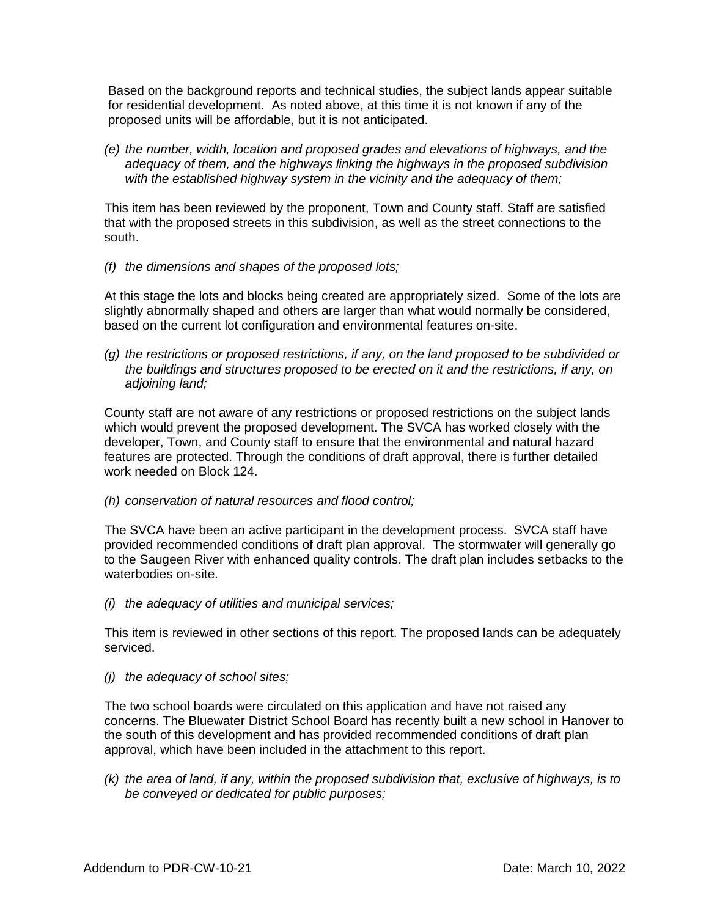Based on the background reports and technical studies, the subject lands appear suitable for residential development. As noted above, at this time it is not known if any of the proposed units will be affordable, but it is not anticipated.

*(e) the number, width, location and proposed grades and elevations of highways, and the adequacy of them, and the highways linking the highways in the proposed subdivision with the established highway system in the vicinity and the adequacy of them;*

This item has been reviewed by the proponent, Town and County staff. Staff are satisfied that with the proposed streets in this subdivision, as well as the street connections to the south.

*(f) the dimensions and shapes of the proposed lots;*

At this stage the lots and blocks being created are appropriately sized. Some of the lots are slightly abnormally shaped and others are larger than what would normally be considered, based on the current lot configuration and environmental features on-site.

*(g) the restrictions or proposed restrictions, if any, on the land proposed to be subdivided or the buildings and structures proposed to be erected on it and the restrictions, if any, on adjoining land;*

County staff are not aware of any restrictions or proposed restrictions on the subject lands which would prevent the proposed development. The SVCA has worked closely with the developer, Town, and County staff to ensure that the environmental and natural hazard features are protected. Through the conditions of draft approval, there is further detailed work needed on Block 124.

*(h) conservation of natural resources and flood control;*

The SVCA have been an active participant in the development process. SVCA staff have provided recommended conditions of draft plan approval. The stormwater will generally go to the Saugeen River with enhanced quality controls. The draft plan includes setbacks to the waterbodies on-site.

*(i) the adequacy of utilities and municipal services;*

This item is reviewed in other sections of this report. The proposed lands can be adequately serviced.

*(j) the adequacy of school sites;*

The two school boards were circulated on this application and have not raised any concerns. The Bluewater District School Board has recently built a new school in Hanover to the south of this development and has provided recommended conditions of draft plan approval, which have been included in the attachment to this report.

*(k) the area of land, if any, within the proposed subdivision that, exclusive of highways, is to be conveyed or dedicated for public purposes;*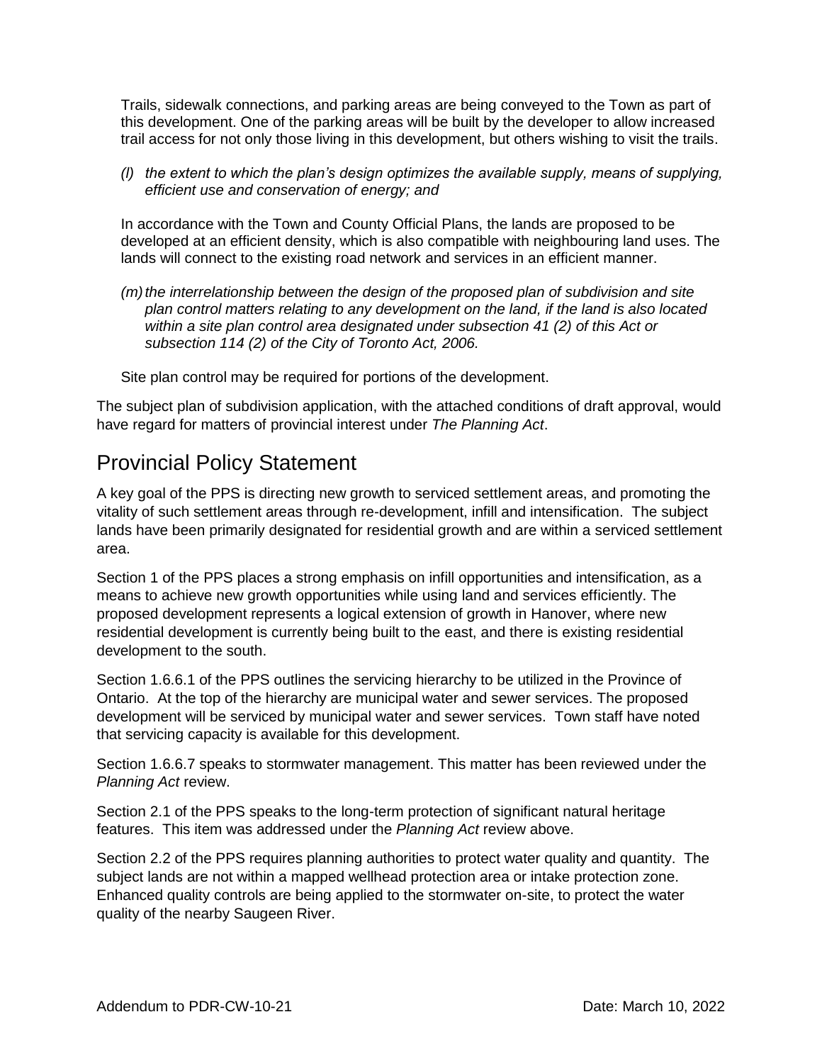Trails, sidewalk connections, and parking areas are being conveyed to the Town as part of this development. One of the parking areas will be built by the developer to allow increased trail access for not only those living in this development, but others wishing to visit the trails.

*(l) the extent to which the plan's design optimizes the available supply, means of supplying, efficient use and conservation of energy; and*

In accordance with the Town and County Official Plans, the lands are proposed to be developed at an efficient density, which is also compatible with neighbouring land uses. The lands will connect to the existing road network and services in an efficient manner.

*(m) the interrelationship between the design of the proposed plan of subdivision and site plan control matters relating to any development on the land, if the land is also located within a site plan control area designated under subsection 41 (2) of this Act or subsection 114 (2) of the City of Toronto Act, 2006.*

Site plan control may be required for portions of the development.

The subject plan of subdivision application, with the attached conditions of draft approval, would have regard for matters of provincial interest under *The Planning Act*.

## Provincial Policy Statement

A key goal of the PPS is directing new growth to serviced settlement areas, and promoting the vitality of such settlement areas through re-development, infill and intensification. The subject lands have been primarily designated for residential growth and are within a serviced settlement area.

Section 1 of the PPS places a strong emphasis on infill opportunities and intensification, as a means to achieve new growth opportunities while using land and services efficiently. The proposed development represents a logical extension of growth in Hanover, where new residential development is currently being built to the east, and there is existing residential development to the south.

Section 1.6.6.1 of the PPS outlines the servicing hierarchy to be utilized in the Province of Ontario. At the top of the hierarchy are municipal water and sewer services. The proposed development will be serviced by municipal water and sewer services. Town staff have noted that servicing capacity is available for this development.

Section 1.6.6.7 speaks to stormwater management. This matter has been reviewed under the *Planning Act* review.

Section 2.1 of the PPS speaks to the long-term protection of significant natural heritage features. This item was addressed under the *Planning Act* review above.

Section 2.2 of the PPS requires planning authorities to protect water quality and quantity. The subject lands are not within a mapped wellhead protection area or intake protection zone. Enhanced quality controls are being applied to the stormwater on-site, to protect the water quality of the nearby Saugeen River.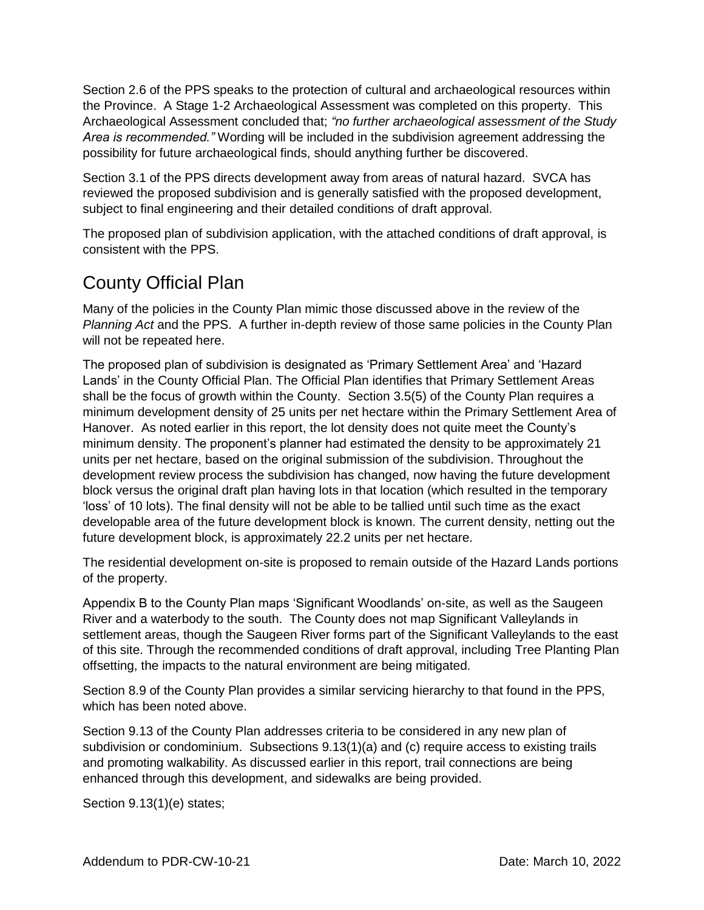Section 2.6 of the PPS speaks to the protection of cultural and archaeological resources within the Province. A Stage 1-2 Archaeological Assessment was completed on this property. This Archaeological Assessment concluded that; *"no further archaeological assessment of the Study Area is recommended."* Wording will be included in the subdivision agreement addressing the possibility for future archaeological finds, should anything further be discovered.

Section 3.1 of the PPS directs development away from areas of natural hazard. SVCA has reviewed the proposed subdivision and is generally satisfied with the proposed development, subject to final engineering and their detailed conditions of draft approval.

The proposed plan of subdivision application, with the attached conditions of draft approval, is consistent with the PPS.

## County Official Plan

Many of the policies in the County Plan mimic those discussed above in the review of the *Planning Act* and the PPS. A further in-depth review of those same policies in the County Plan will not be repeated here.

The proposed plan of subdivision is designated as 'Primary Settlement Area' and 'Hazard Lands' in the County Official Plan. The Official Plan identifies that Primary Settlement Areas shall be the focus of growth within the County. Section 3.5(5) of the County Plan requires a minimum development density of 25 units per net hectare within the Primary Settlement Area of Hanover. As noted earlier in this report, the lot density does not quite meet the County's minimum density. The proponent's planner had estimated the density to be approximately 21 units per net hectare, based on the original submission of the subdivision. Throughout the development review process the subdivision has changed, now having the future development block versus the original draft plan having lots in that location (which resulted in the temporary 'loss' of 10 lots). The final density will not be able to be tallied until such time as the exact developable area of the future development block is known. The current density, netting out the future development block, is approximately 22.2 units per net hectare.

The residential development on-site is proposed to remain outside of the Hazard Lands portions of the property.

Appendix B to the County Plan maps 'Significant Woodlands' on-site, as well as the Saugeen River and a waterbody to the south. The County does not map Significant Valleylands in settlement areas, though the Saugeen River forms part of the Significant Valleylands to the east of this site. Through the recommended conditions of draft approval, including Tree Planting Plan offsetting, the impacts to the natural environment are being mitigated.

Section 8.9 of the County Plan provides a similar servicing hierarchy to that found in the PPS, which has been noted above.

Section 9.13 of the County Plan addresses criteria to be considered in any new plan of subdivision or condominium. Subsections 9.13(1)(a) and (c) require access to existing trails and promoting walkability. As discussed earlier in this report, trail connections are being enhanced through this development, and sidewalks are being provided.

Section 9.13(1)(e) states;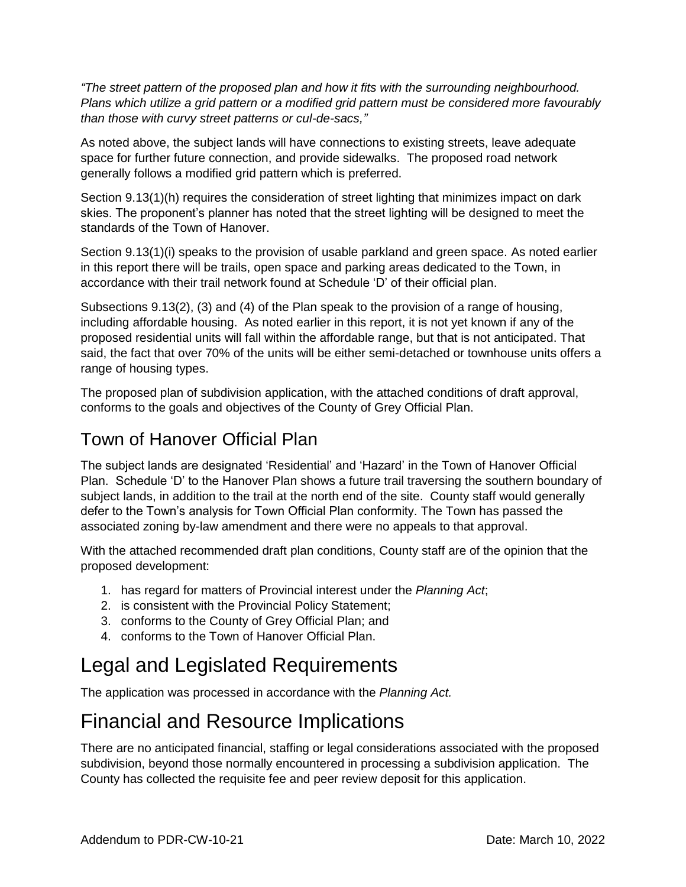*"The street pattern of the proposed plan and how it fits with the surrounding neighbourhood. Plans which utilize a grid pattern or a modified grid pattern must be considered more favourably than those with curvy street patterns or cul-de-sacs,"*

As noted above, the subject lands will have connections to existing streets, leave adequate space for further future connection, and provide sidewalks. The proposed road network generally follows a modified grid pattern which is preferred.

Section 9.13(1)(h) requires the consideration of street lighting that minimizes impact on dark skies. The proponent's planner has noted that the street lighting will be designed to meet the standards of the Town of Hanover.

Section 9.13(1)(i) speaks to the provision of usable parkland and green space. As noted earlier in this report there will be trails, open space and parking areas dedicated to the Town, in accordance with their trail network found at Schedule 'D' of their official plan.

Subsections 9.13(2), (3) and (4) of the Plan speak to the provision of a range of housing, including affordable housing. As noted earlier in this report, it is not yet known if any of the proposed residential units will fall within the affordable range, but that is not anticipated. That said, the fact that over 70% of the units will be either semi-detached or townhouse units offers a range of housing types.

The proposed plan of subdivision application, with the attached conditions of draft approval, conforms to the goals and objectives of the County of Grey Official Plan.

## Town of Hanover Official Plan

The subject lands are designated 'Residential' and 'Hazard' in the Town of Hanover Official Plan. Schedule 'D' to the Hanover Plan shows a future trail traversing the southern boundary of subject lands, in addition to the trail at the north end of the site. County staff would generally defer to the Town's analysis for Town Official Plan conformity. The Town has passed the associated zoning by-law amendment and there were no appeals to that approval.

With the attached recommended draft plan conditions, County staff are of the opinion that the proposed development:

1. has regard for matters of Provincial interest under the *Planning Act*;
2. is consistent with the Provincial Policy Statement;
3. conforms to the County of Grey Official Plan; and
4. conforms to the Town of Hanover Official Plan.

# Legal and Legislated Requirements

The application was processed in accordance with the *Planning Act.*

# Financial and Resource Implications

There are no anticipated financial, staffing or legal considerations associated with the proposed subdivision, beyond those normally encountered in processing a subdivision application. The County has collected the requisite fee and peer review deposit for this application.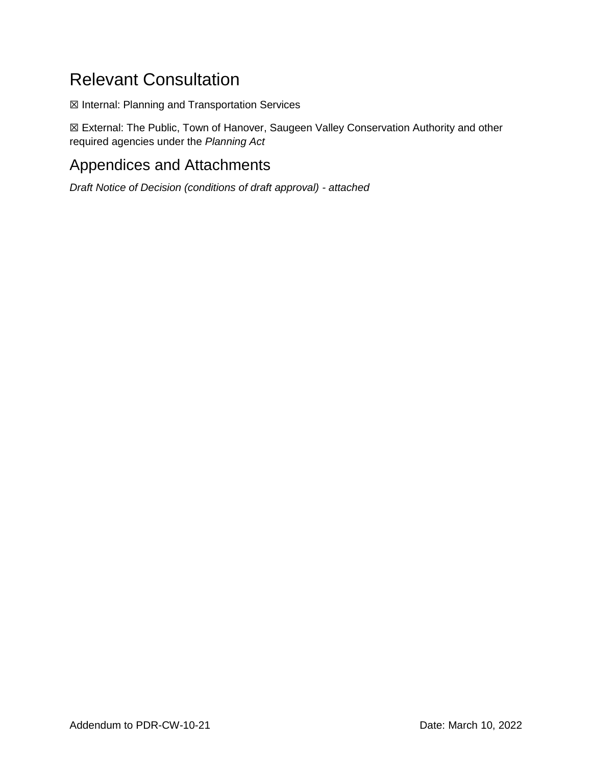## Relevant Consultation

☒ Internal: Planning and Transportation Services

☒ External: The Public, Town of Hanover, Saugeen Valley Conservation Authority and other required agencies under the *Planning Act*

## Appendices and Attachments

*Draft Notice of Decision (conditions of draft approval) - attached*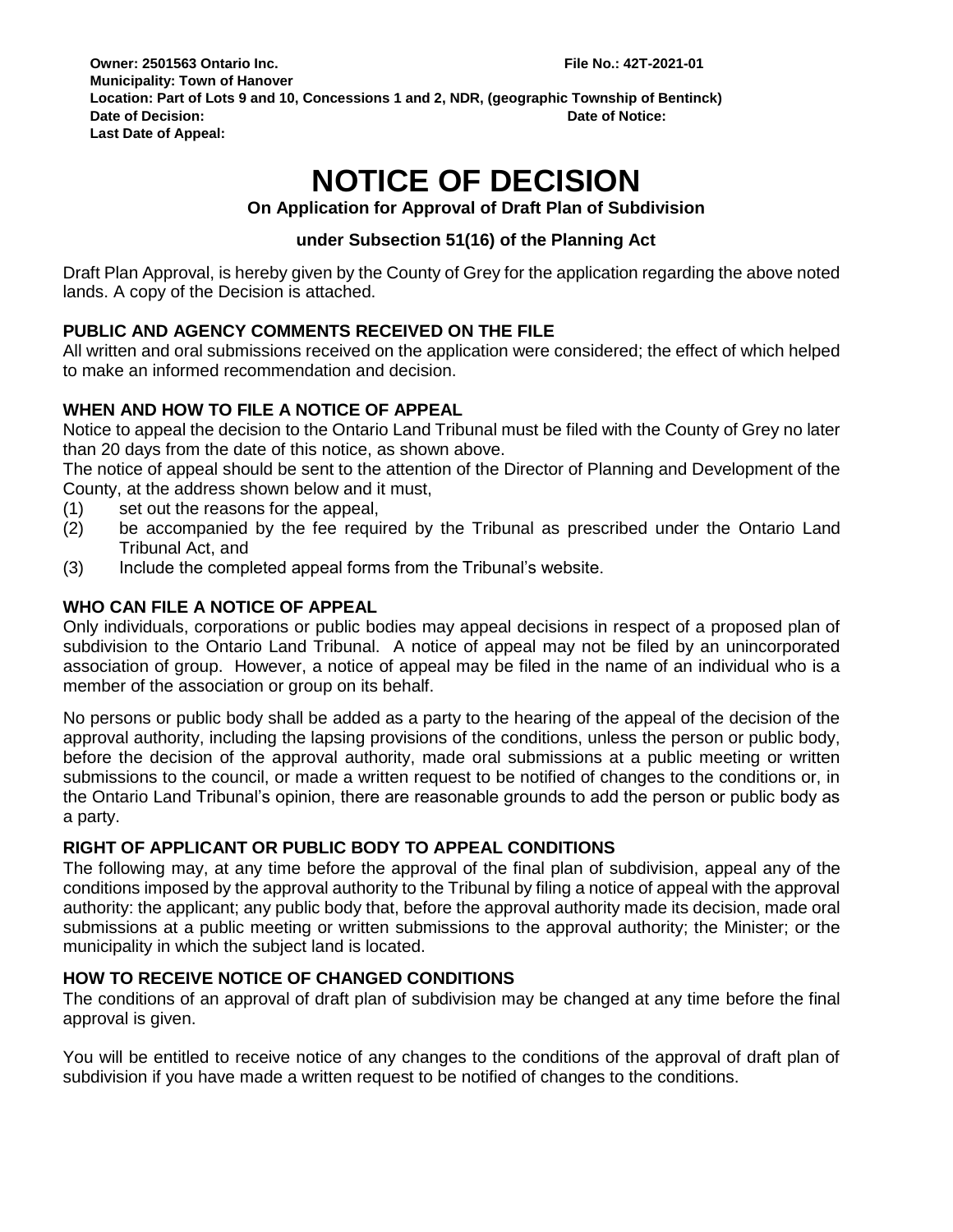**Owner: 2501563 Ontario Inc.** **File No.: 42T-2021-01**
**Municipality: Town of Hanover**
**Location: Part of Lots 9 and 10, Concessions 1 and 2, NDR, (geographic Township of Bentinck)**
**Date of Decision:** **Date of Notice:**
**Last Date of Appeal:**

# NOTICE OF DECISION

**On Application for Approval of Draft Plan of Subdivision**

**under Subsection 51(16) of the Planning Act**

Draft Plan Approval, is hereby given by the County of Grey for the application regarding the above noted lands. A copy of the Decision is attached.

## PUBLIC AND AGENCY COMMENTS RECEIVED ON THE FILE

All written and oral submissions received on the application were considered; the effect of which helped to make an informed recommendation and decision.

## WHEN AND HOW TO FILE A NOTICE OF APPEAL

Notice to appeal the decision to the Ontario Land Tribunal must be filed with the County of Grey no later than 20 days from the date of this notice, as shown above.

The notice of appeal should be sent to the attention of the Director of Planning and Development of the County, at the address shown below and it must,

(1) set out the reasons for the appeal,
(2) be accompanied by the fee required by the Tribunal as prescribed under the Ontario Land Tribunal Act, and
(3) Include the completed appeal forms from the Tribunal's website.

## WHO CAN FILE A NOTICE OF APPEAL

Only individuals, corporations or public bodies may appeal decisions in respect of a proposed plan of subdivision to the Ontario Land Tribunal. A notice of appeal may not be filed by an unincorporated association of group. However, a notice of appeal may be filed in the name of an individual who is a member of the association or group on its behalf.

No persons or public body shall be added as a party to the hearing of the appeal of the decision of the approval authority, including the lapsing provisions of the conditions, unless the person or public body, before the decision of the approval authority, made oral submissions at a public meeting or written submissions to the council, or made a written request to be notified of changes to the conditions or, in the Ontario Land Tribunal's opinion, there are reasonable grounds to add the person or public body as a party.

## RIGHT OF APPLICANT OR PUBLIC BODY TO APPEAL CONDITIONS

The following may, at any time before the approval of the final plan of subdivision, appeal any of the conditions imposed by the approval authority to the Tribunal by filing a notice of appeal with the approval authority: the applicant; any public body that, before the approval authority made its decision, made oral submissions at a public meeting or written submissions to the approval authority; the Minister; or the municipality in which the subject land is located.

## HOW TO RECEIVE NOTICE OF CHANGED CONDITIONS

The conditions of an approval of draft plan of subdivision may be changed at any time before the final approval is given.

You will be entitled to receive notice of any changes to the conditions of the approval of draft plan of subdivision if you have made a written request to be notified of changes to the conditions.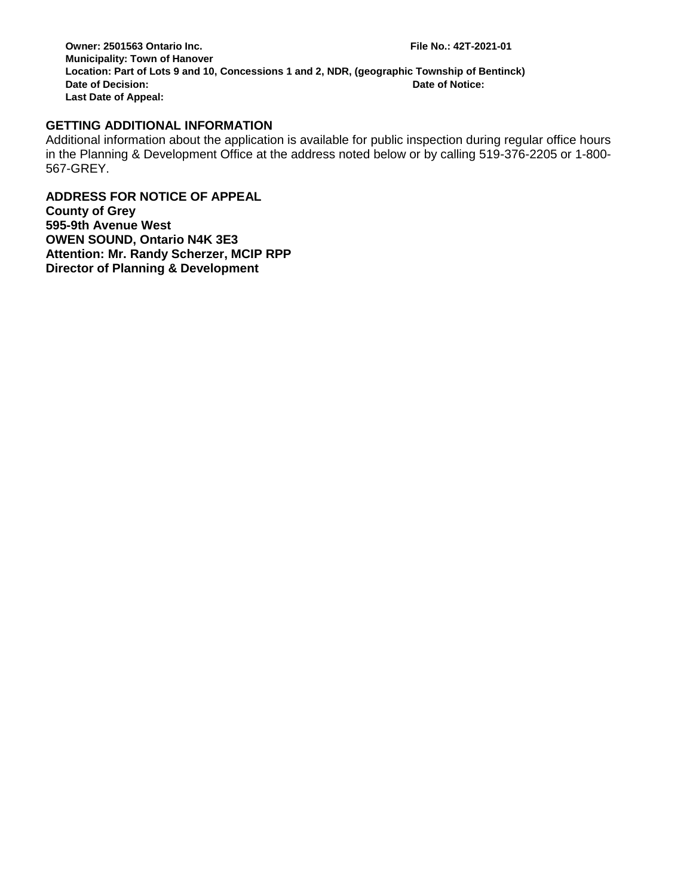**Owner: 2501563 Ontario Inc.** **File No.: 42T-2021-01**
**Municipality: Town of Hanover**
**Location: Part of Lots 9 and 10, Concessions 1 and 2, NDR, (geographic Township of Bentinck)**
**Date of Decision:** **Date of Notice:**
**Last Date of Appeal:**

## GETTING ADDITIONAL INFORMATION

Additional information about the application is available for public inspection during regular office hours in the Planning & Development Office at the address noted below or by calling 519-376-2205 or 1-800-567-GREY.

## ADDRESS FOR NOTICE OF APPEAL

**County of Grey**
**595-9th Avenue West**
**OWEN SOUND, Ontario N4K 3E3**
**Attention: Mr. Randy Scherzer, MCIP RPP**
**Director of Planning & Development**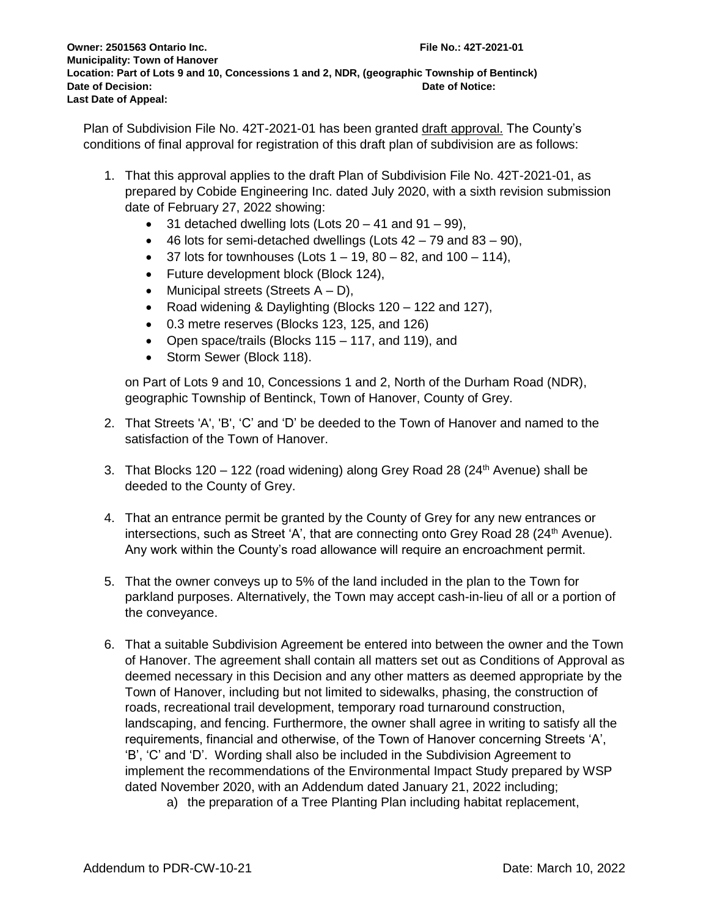**Owner: 2501563 Ontario Inc.** **File No.: 42T-2021-01**
**Municipality: Town of Hanover**
**Location: Part of Lots 9 and 10, Concessions 1 and 2, NDR, (geographic Township of Bentinck)**
**Date of Decision:** **Date of Notice:**
**Last Date of Appeal:**

Plan of Subdivision File No. 42T-2021-01 has been granted draft approval. The County's conditions of final approval for registration of this draft plan of subdivision are as follows:

1. That this approval applies to the draft Plan of Subdivision File No. 42T-2021-01, as prepared by Cobide Engineering Inc. dated July 2020, with a sixth revision submission date of February 27, 2022 showing:
   - 31 detached dwelling lots (Lots 20 – 41 and 91 – 99),
   - 46 lots for semi-detached dwellings (Lots 42 – 79 and 83 – 90),
   - 37 lots for townhouses (Lots 1 – 19, 80 – 82, and 100 – 114),
   - Future development block (Block 124),
   - Municipal streets (Streets A – D),
   - Road widening & Daylighting (Blocks 120 – 122 and 127),
   - 0.3 metre reserves (Blocks 123, 125, and 126)
   - Open space/trails (Blocks 115 – 117, and 119), and
   - Storm Sewer (Block 118).

   on Part of Lots 9 and 10, Concessions 1 and 2, North of the Durham Road (NDR), geographic Township of Bentinck, Town of Hanover, County of Grey.

2. That Streets 'A', 'B', 'C' and 'D' be deeded to the Town of Hanover and named to the satisfaction of the Town of Hanover.

3. That Blocks 120 – 122 (road widening) along Grey Road 28 (24th Avenue) shall be deeded to the County of Grey.

4. That an entrance permit be granted by the County of Grey for any new entrances or intersections, such as Street 'A', that are connecting onto Grey Road 28 (24th Avenue). Any work within the County's road allowance will require an encroachment permit.

5. That the owner conveys up to 5% of the land included in the plan to the Town for parkland purposes. Alternatively, the Town may accept cash-in-lieu of all or a portion of the conveyance.

6. That a suitable Subdivision Agreement be entered into between the owner and the Town of Hanover. The agreement shall contain all matters set out as Conditions of Approval as deemed necessary in this Decision and any other matters as deemed appropriate by the Town of Hanover, including but not limited to sidewalks, phasing, the construction of roads, recreational trail development, temporary road turnaround construction, landscaping, and fencing. Furthermore, the owner shall agree in writing to satisfy all the requirements, financial and otherwise, of the Town of Hanover concerning Streets 'A', 'B', 'C' and 'D'. Wording shall also be included in the Subdivision Agreement to implement the recommendations of the Environmental Impact Study prepared by WSP dated November 2020, with an Addendum dated January 21, 2022 including;
   a) the preparation of a Tree Planting Plan including habitat replacement,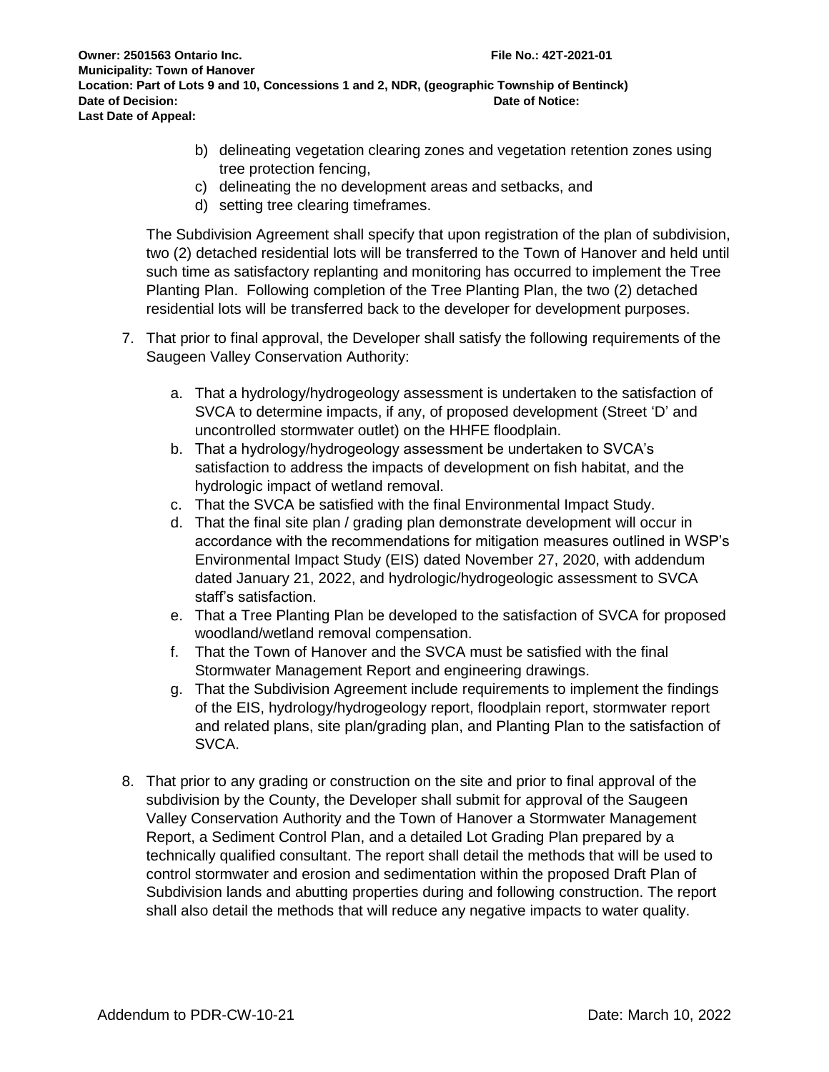b) delineating vegetation clearing zones and vegetation retention zones using tree protection fencing,
c) delineating the no development areas and setbacks, and
d) setting tree clearing timeframes.

The Subdivision Agreement shall specify that upon registration of the plan of subdivision, two (2) detached residential lots will be transferred to the Town of Hanover and held until such time as satisfactory replanting and monitoring has occurred to implement the Tree Planting Plan. Following completion of the Tree Planting Plan, the two (2) detached residential lots will be transferred back to the developer for development purposes.

7. That prior to final approval, the Developer shall satisfy the following requirements of the Saugeen Valley Conservation Authority:

   a. That a hydrology/hydrogeology assessment is undertaken to the satisfaction of SVCA to determine impacts, if any, of proposed development (Street 'D' and uncontrolled stormwater outlet) on the HHFE floodplain.
   b. That a hydrology/hydrogeology assessment be undertaken to SVCA's satisfaction to address the impacts of development on fish habitat, and the hydrologic impact of wetland removal.
   c. That the SVCA be satisfied with the final Environmental Impact Study.
   d. That the final site plan / grading plan demonstrate development will occur in accordance with the recommendations for mitigation measures outlined in WSP's Environmental Impact Study (EIS) dated November 27, 2020, with addendum dated January 21, 2022, and hydrologic/hydrogeologic assessment to SVCA staff's satisfaction.
   e. That a Tree Planting Plan be developed to the satisfaction of SVCA for proposed woodland/wetland removal compensation.
   f. That the Town of Hanover and the SVCA must be satisfied with the final Stormwater Management Report and engineering drawings.
   g. That the Subdivision Agreement include requirements to implement the findings of the EIS, hydrology/hydrogeology report, floodplain report, stormwater report and related plans, site plan/grading plan, and Planting Plan to the satisfaction of SVCA.

8. That prior to any grading or construction on the site and prior to final approval of the subdivision by the County, the Developer shall submit for approval of the Saugeen Valley Conservation Authority and the Town of Hanover a Stormwater Management Report, a Sediment Control Plan, and a detailed Lot Grading Plan prepared by a technically qualified consultant. The report shall detail the methods that will be used to control stormwater and erosion and sedimentation within the proposed Draft Plan of Subdivision lands and abutting properties during and following construction. The report shall also detail the methods that will reduce any negative impacts to water quality.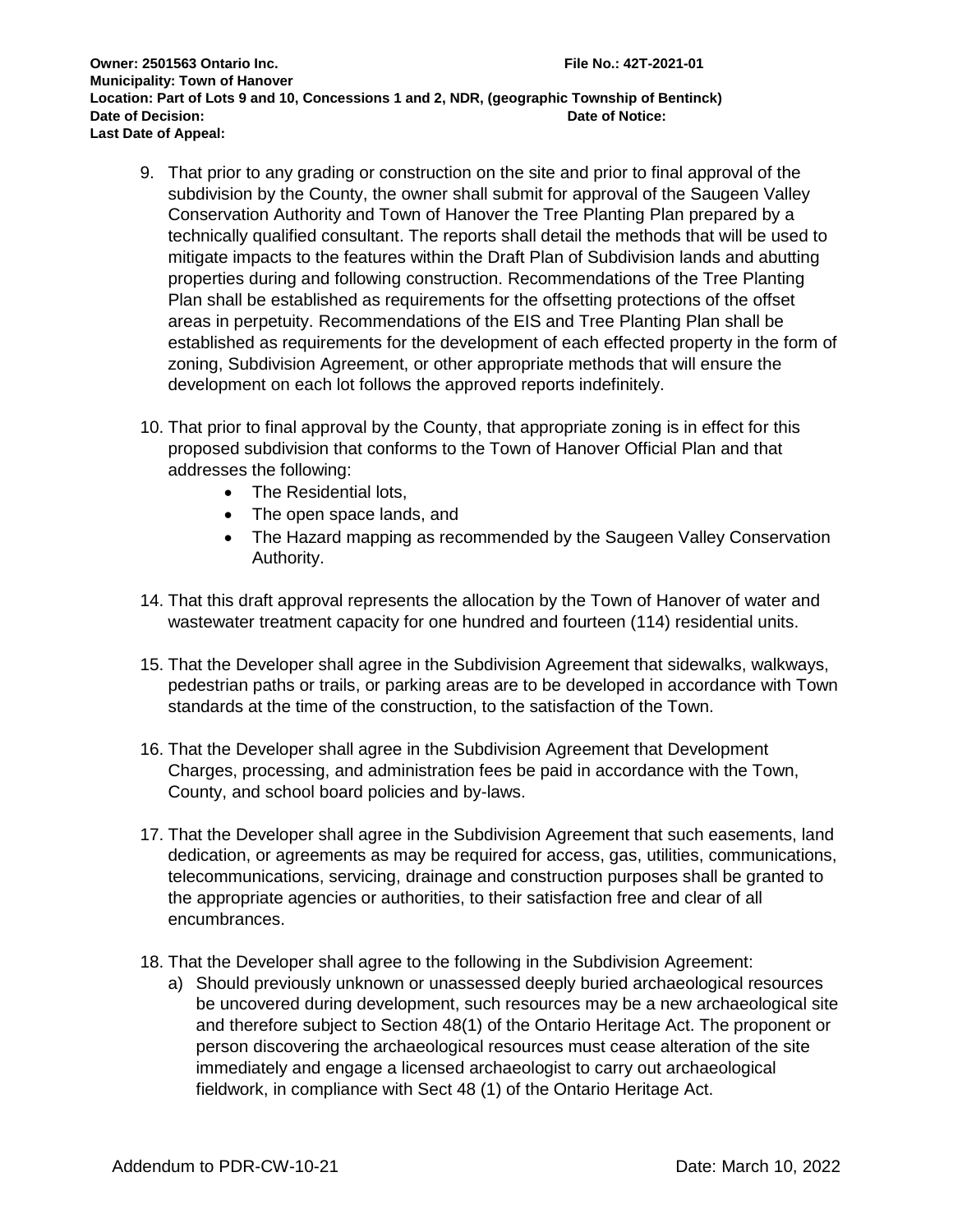9. That prior to any grading or construction on the site and prior to final approval of the subdivision by the County, the owner shall submit for approval of the Saugeen Valley Conservation Authority and Town of Hanover the Tree Planting Plan prepared by a technically qualified consultant. The reports shall detail the methods that will be used to mitigate impacts to the features within the Draft Plan of Subdivision lands and abutting properties during and following construction. Recommendations of the Tree Planting Plan shall be established as requirements for the offsetting protections of the offset areas in perpetuity. Recommendations of the EIS and Tree Planting Plan shall be established as requirements for the development of each effected property in the form of zoning, Subdivision Agreement, or other appropriate methods that will ensure the development on each lot follows the approved reports indefinitely.

10. That prior to final approval by the County, that appropriate zoning is in effect for this proposed subdivision that conforms to the Town of Hanover Official Plan and that addresses the following:
    - The Residential lots,
    - The open space lands, and
    - The Hazard mapping as recommended by the Saugeen Valley Conservation Authority.

14. That this draft approval represents the allocation by the Town of Hanover of water and wastewater treatment capacity for one hundred and fourteen (114) residential units.

15. That the Developer shall agree in the Subdivision Agreement that sidewalks, walkways, pedestrian paths or trails, or parking areas are to be developed in accordance with Town standards at the time of the construction, to the satisfaction of the Town.

16. That the Developer shall agree in the Subdivision Agreement that Development Charges, processing, and administration fees be paid in accordance with the Town, County, and school board policies and by-laws.

17. That the Developer shall agree in the Subdivision Agreement that such easements, land dedication, or agreements as may be required for access, gas, utilities, communications, telecommunications, servicing, drainage and construction purposes shall be granted to the appropriate agencies or authorities, to their satisfaction free and clear of all encumbrances.

18. That the Developer shall agree to the following in the Subdivision Agreement:
    a) Should previously unknown or unassessed deeply buried archaeological resources be uncovered during development, such resources may be a new archaeological site and therefore subject to Section 48(1) of the Ontario Heritage Act. The proponent or person discovering the archaeological resources must cease alteration of the site immediately and engage a licensed archaeologist to carry out archaeological fieldwork, in compliance with Sect 48 (1) of the Ontario Heritage Act.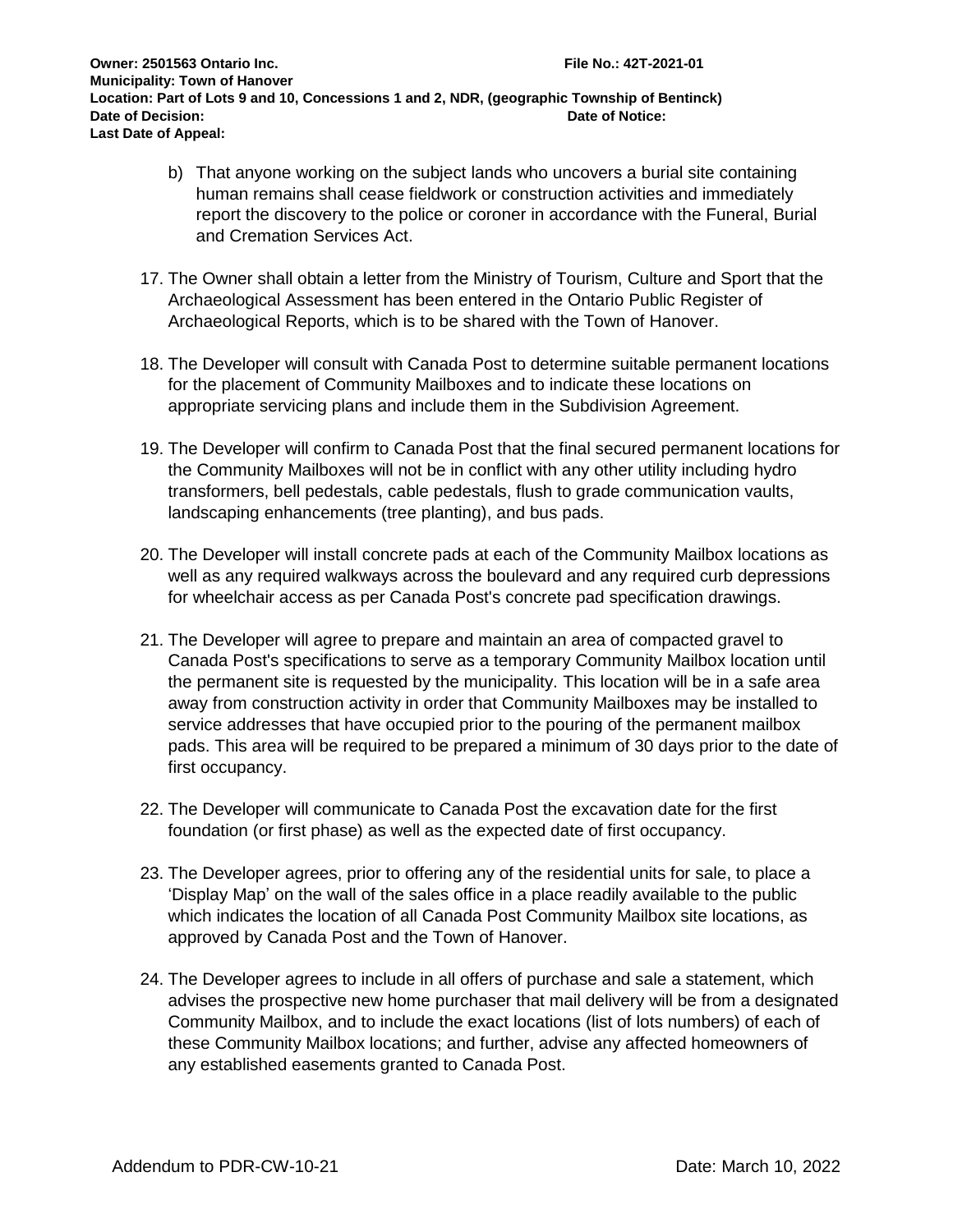b) That anyone working on the subject lands who uncovers a burial site containing human remains shall cease fieldwork or construction activities and immediately report the discovery to the police or coroner in accordance with the Funeral, Burial and Cremation Services Act.

17. The Owner shall obtain a letter from the Ministry of Tourism, Culture and Sport that the Archaeological Assessment has been entered in the Ontario Public Register of Archaeological Reports, which is to be shared with the Town of Hanover.

18. The Developer will consult with Canada Post to determine suitable permanent locations for the placement of Community Mailboxes and to indicate these locations on appropriate servicing plans and include them in the Subdivision Agreement.

19. The Developer will confirm to Canada Post that the final secured permanent locations for the Community Mailboxes will not be in conflict with any other utility including hydro transformers, bell pedestals, cable pedestals, flush to grade communication vaults, landscaping enhancements (tree planting), and bus pads.

20. The Developer will install concrete pads at each of the Community Mailbox locations as well as any required walkways across the boulevard and any required curb depressions for wheelchair access as per Canada Post's concrete pad specification drawings.

21. The Developer will agree to prepare and maintain an area of compacted gravel to Canada Post's specifications to serve as a temporary Community Mailbox location until the permanent site is requested by the municipality. This location will be in a safe area away from construction activity in order that Community Mailboxes may be installed to service addresses that have occupied prior to the pouring of the permanent mailbox pads. This area will be required to be prepared a minimum of 30 days prior to the date of first occupancy.

22. The Developer will communicate to Canada Post the excavation date for the first foundation (or first phase) as well as the expected date of first occupancy.

23. The Developer agrees, prior to offering any of the residential units for sale, to place a 'Display Map' on the wall of the sales office in a place readily available to the public which indicates the location of all Canada Post Community Mailbox site locations, as approved by Canada Post and the Town of Hanover.

24. The Developer agrees to include in all offers of purchase and sale a statement, which advises the prospective new home purchaser that mail delivery will be from a designated Community Mailbox, and to include the exact locations (list of lots numbers) of each of these Community Mailbox locations; and further, advise any affected homeowners of any established easements granted to Canada Post.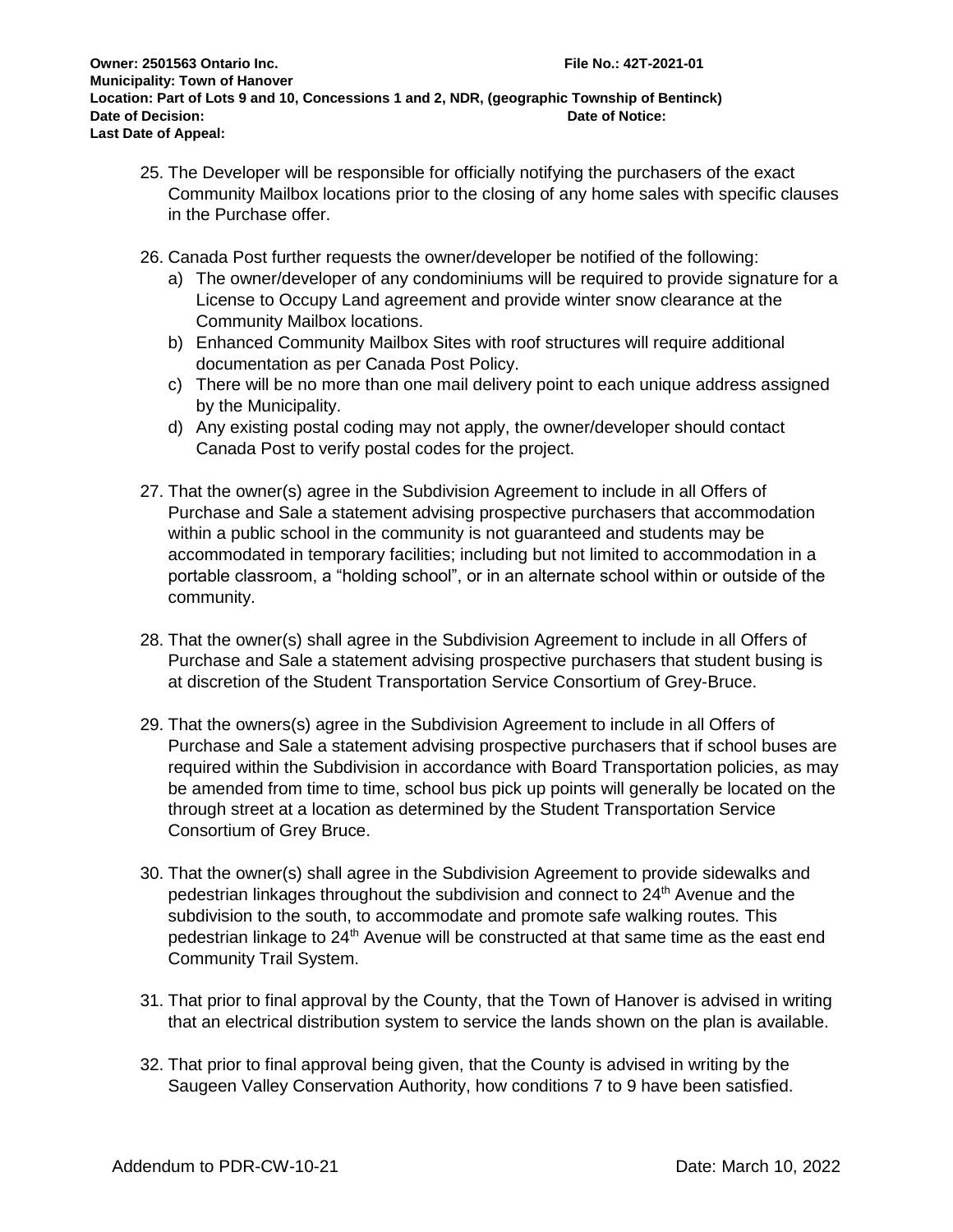25. The Developer will be responsible for officially notifying the purchasers of the exact Community Mailbox locations prior to the closing of any home sales with specific clauses in the Purchase offer.

26. Canada Post further requests the owner/developer be notified of the following:
    a) The owner/developer of any condominiums will be required to provide signature for a License to Occupy Land agreement and provide winter snow clearance at the Community Mailbox locations.
    b) Enhanced Community Mailbox Sites with roof structures will require additional documentation as per Canada Post Policy.
    c) There will be no more than one mail delivery point to each unique address assigned by the Municipality.
    d) Any existing postal coding may not apply, the owner/developer should contact Canada Post to verify postal codes for the project.

27. That the owner(s) agree in the Subdivision Agreement to include in all Offers of Purchase and Sale a statement advising prospective purchasers that accommodation within a public school in the community is not guaranteed and students may be accommodated in temporary facilities; including but not limited to accommodation in a portable classroom, a "holding school", or in an alternate school within or outside of the community.

28. That the owner(s) shall agree in the Subdivision Agreement to include in all Offers of Purchase and Sale a statement advising prospective purchasers that student busing is at discretion of the Student Transportation Service Consortium of Grey-Bruce.

29. That the owners(s) agree in the Subdivision Agreement to include in all Offers of Purchase and Sale a statement advising prospective purchasers that if school buses are required within the Subdivision in accordance with Board Transportation policies, as may be amended from time to time, school bus pick up points will generally be located on the through street at a location as determined by the Student Transportation Service Consortium of Grey Bruce.

30. That the owner(s) shall agree in the Subdivision Agreement to provide sidewalks and pedestrian linkages throughout the subdivision and connect to 24th Avenue and the subdivision to the south, to accommodate and promote safe walking routes. This pedestrian linkage to 24th Avenue will be constructed at that same time as the east end Community Trail System.

31. That prior to final approval by the County, that the Town of Hanover is advised in writing that an electrical distribution system to service the lands shown on the plan is available.

32. That prior to final approval being given, that the County is advised in writing by the Saugeen Valley Conservation Authority, how conditions 7 to 9 have been satisfied.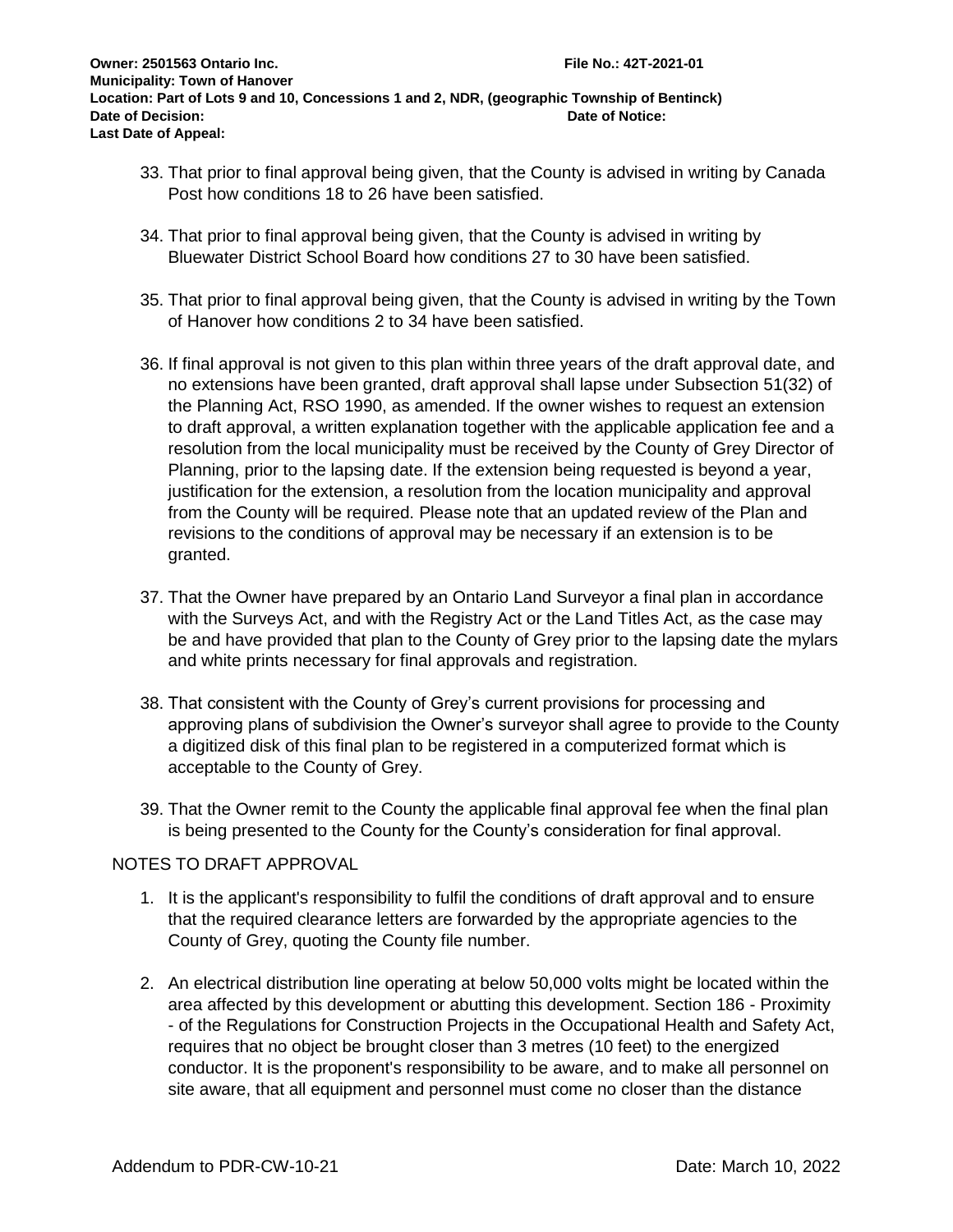33. That prior to final approval being given, that the County is advised in writing by Canada Post how conditions 18 to 26 have been satisfied.

34. That prior to final approval being given, that the County is advised in writing by Bluewater District School Board how conditions 27 to 30 have been satisfied.

35. That prior to final approval being given, that the County is advised in writing by the Town of Hanover how conditions 2 to 34 have been satisfied.

36. If final approval is not given to this plan within three years of the draft approval date, and no extensions have been granted, draft approval shall lapse under Subsection 51(32) of the Planning Act, RSO 1990, as amended. If the owner wishes to request an extension to draft approval, a written explanation together with the applicable application fee and a resolution from the local municipality must be received by the County of Grey Director of Planning, prior to the lapsing date. If the extension being requested is beyond a year, justification for the extension, a resolution from the location municipality and approval from the County will be required. Please note that an updated review of the Plan and revisions to the conditions of approval may be necessary if an extension is to be granted.

37. That the Owner have prepared by an Ontario Land Surveyor a final plan in accordance with the Surveys Act, and with the Registry Act or the Land Titles Act, as the case may be and have provided that plan to the County of Grey prior to the lapsing date the mylars and white prints necessary for final approvals and registration.

38. That consistent with the County of Grey's current provisions for processing and approving plans of subdivision the Owner's surveyor shall agree to provide to the County a digitized disk of this final plan to be registered in a computerized format which is acceptable to the County of Grey.

39. That the Owner remit to the County the applicable final approval fee when the final plan is being presented to the County for the County's consideration for final approval.

NOTES TO DRAFT APPROVAL

1. It is the applicant's responsibility to fulfil the conditions of draft approval and to ensure that the required clearance letters are forwarded by the appropriate agencies to the County of Grey, quoting the County file number.

2. An electrical distribution line operating at below 50,000 volts might be located within the area affected by this development or abutting this development. Section 186 - Proximity - of the Regulations for Construction Projects in the Occupational Health and Safety Act, requires that no object be brought closer than 3 metres (10 feet) to the energized conductor. It is the proponent's responsibility to be aware, and to make all personnel on site aware, that all equipment and personnel must come no closer than the distance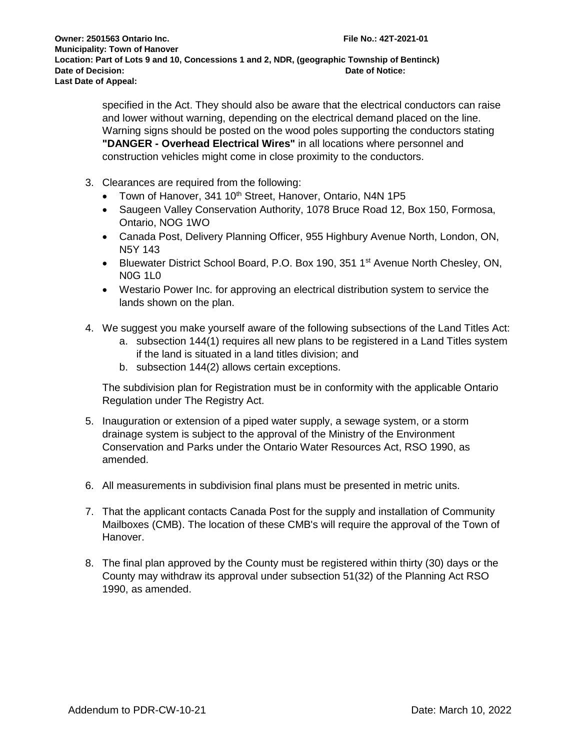specified in the Act. They should also be aware that the electrical conductors can raise and lower without warning, depending on the electrical demand placed on the line. Warning signs should be posted on the wood poles supporting the conductors stating **"DANGER - Overhead Electrical Wires"** in all locations where personnel and construction vehicles might come in close proximity to the conductors.

3. Clearances are required from the following:
   - Town of Hanover, 341 10th Street, Hanover, Ontario, N4N 1P5
   - Saugeen Valley Conservation Authority, 1078 Bruce Road 12, Box 150, Formosa, Ontario, NOG 1WO
   - Canada Post, Delivery Planning Officer, 955 Highbury Avenue North, London, ON, N5Y 143
   - Bluewater District School Board, P.O. Box 190, 351 1st Avenue North Chesley, ON, N0G 1L0
   - Westario Power Inc. for approving an electrical distribution system to service the lands shown on the plan.

4. We suggest you make yourself aware of the following subsections of the Land Titles Act:
   a. subsection 144(1) requires all new plans to be registered in a Land Titles system if the land is situated in a land titles division; and
   b. subsection 144(2) allows certain exceptions.

   The subdivision plan for Registration must be in conformity with the applicable Ontario Regulation under The Registry Act.

5. Inauguration or extension of a piped water supply, a sewage system, or a storm drainage system is subject to the approval of the Ministry of the Environment Conservation and Parks under the Ontario Water Resources Act, RSO 1990, as amended.

6. All measurements in subdivision final plans must be presented in metric units.

7. That the applicant contacts Canada Post for the supply and installation of Community Mailboxes (CMB). The location of these CMB's will require the approval of the Town of Hanover.

8. The final plan approved by the County must be registered within thirty (30) days or the County may withdraw its approval under subsection 51(32) of the Planning Act RSO 1990, as amended.